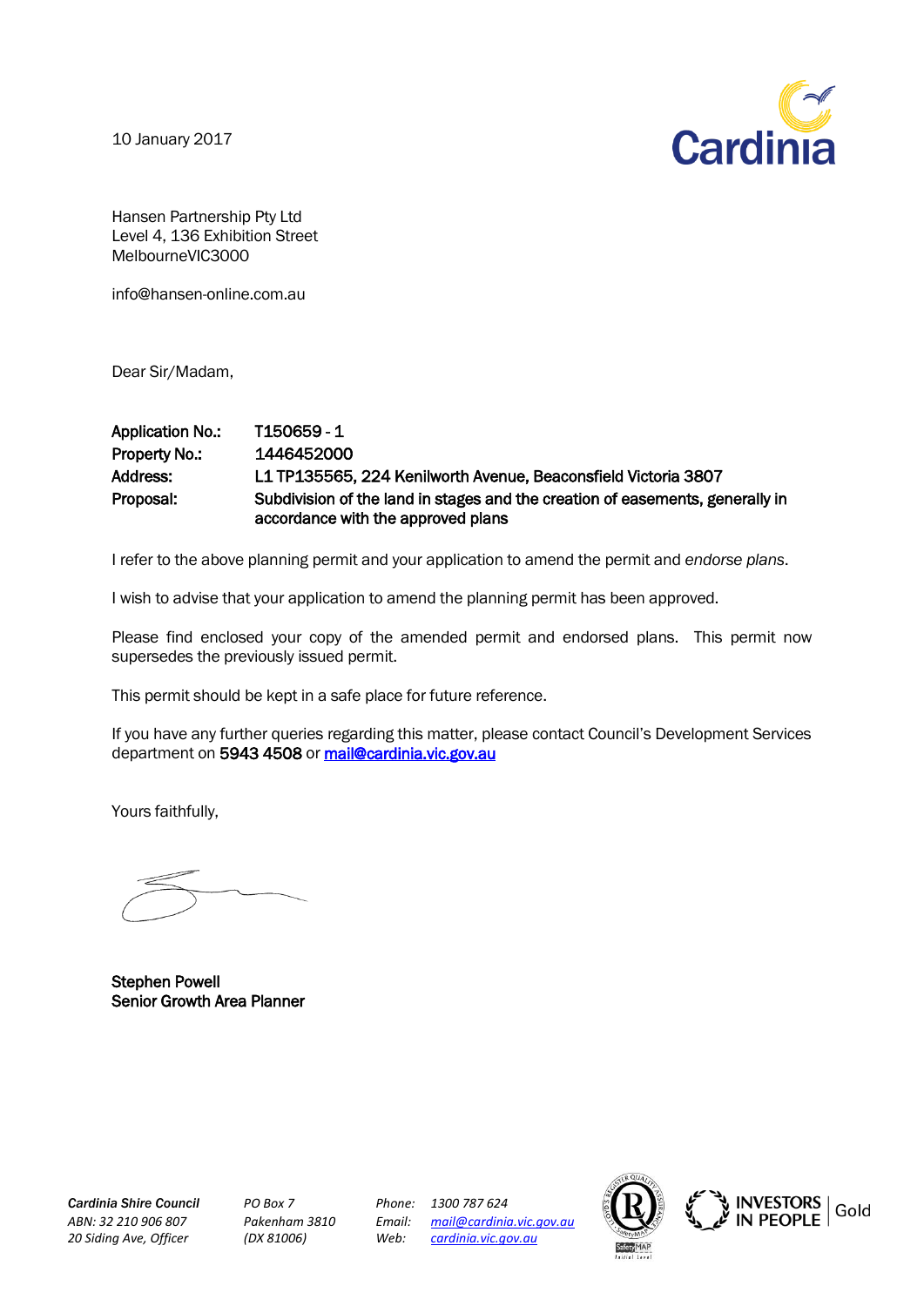10 January 2017

Cardinia

Hansen Partnership Pty Ltd
Level 4, 136 Exhibition Street
MelbourneVIC3000

info@hansen-online.com.au

Dear Sir/Madam,

| | |
|---|---|
| **Application No.:** | **T150659 - 1** |
| **Property No.:** | **1446452000** |
| **Address:** | **L1 TP135565, 224 Kenilworth Avenue, Beaconsfield Victoria 3807** |
| **Proposal:** | **Subdivision of the land in stages and the creation of easements, generally in accordance with the approved plans** |

I refer to the above planning permit and your application to amend the permit and *endorse plans*.

I wish to advise that your application to amend the planning permit has been approved.

Please find enclosed your copy of the amended permit and endorsed plans. This permit now supersedes the previously issued permit.

This permit should be kept in a safe place for future reference.

If you have any further queries regarding this matter, please contact Council's Development Services department on **5943 4508** or mail@cardinia.vic.gov.au

Yours faithfully,

**Stephen Powell**
**Senior Growth Area Planner**

***Cardinia Shire Council***
*ABN: 32 210 906 807*
*20 Siding Ave, Officer*

*PO Box 7*
*Pakenham 3810*
*(DX 81006)*

*Phone: 1300 787 624*
*Email: mail@cardinia.vic.gov.au*
*Web: cardinia.vic.gov.au*

INVESTORS IN PEOPLE | Gold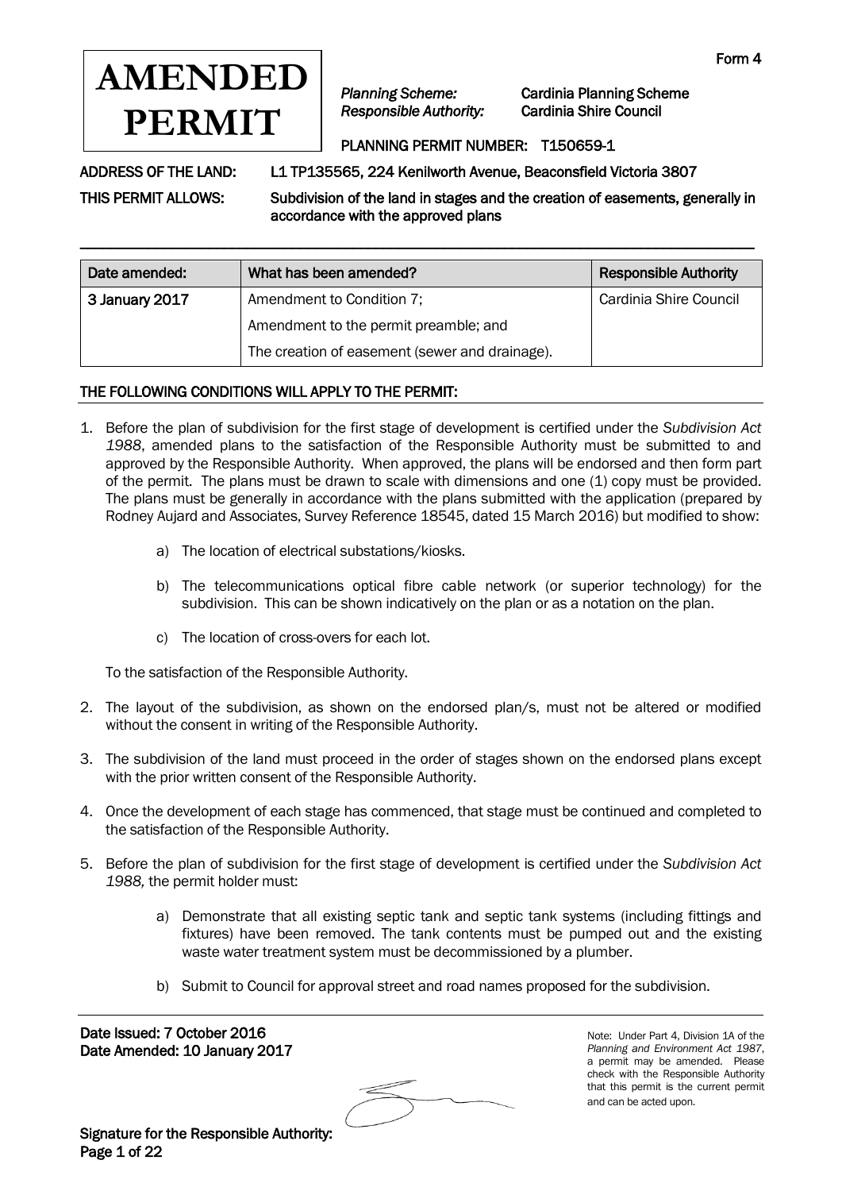# AMENDED PERMIT

Form 4

*Planning Scheme:* Cardinia Planning Scheme
*Responsible Authority:* Cardinia Shire Council

PLANNING PERMIT NUMBER: T150659-1

ADDRESS OF THE LAND: L1 TP135565, 224 Kenilworth Avenue, Beaconsfield Victoria 3807

THIS PERMIT ALLOWS: Subdivision of the land in stages and the creation of easements, generally in accordance with the approved plans

| Date amended: | What has been amended? | Responsible Authority |
|---|---|---|
| 3 January 2017 | Amendment to Condition 7;<br>Amendment to the permit preamble; and<br>The creation of easement (sewer and drainage). | Cardinia Shire Council |

## THE FOLLOWING CONDITIONS WILL APPLY TO THE PERMIT:

1. Before the plan of subdivision for the first stage of development is certified under the *Subdivision Act 1988*, amended plans to the satisfaction of the Responsible Authority must be submitted to and approved by the Responsible Authority. When approved, the plans will be endorsed and then form part of the permit. The plans must be drawn to scale with dimensions and one (1) copy must be provided. The plans must be generally in accordance with the plans submitted with the application (prepared by Rodney Aujard and Associates, Survey Reference 18545, dated 15 March 2016) but modified to show:

   a) The location of electrical substations/kiosks.

   b) The telecommunications optical fibre cable network (or superior technology) for the subdivision. This can be shown indicatively on the plan or as a notation on the plan.

   c) The location of cross-overs for each lot.

   To the satisfaction of the Responsible Authority.

2. The layout of the subdivision, as shown on the endorsed plan/s, must not be altered or modified without the consent in writing of the Responsible Authority.

3. The subdivision of the land must proceed in the order of stages shown on the endorsed plans except with the prior written consent of the Responsible Authority.

4. Once the development of each stage has commenced, that stage must be continued and completed to the satisfaction of the Responsible Authority.

5. Before the plan of subdivision for the first stage of development is certified under the *Subdivision Act 1988,* the permit holder must:

   a) Demonstrate that all existing septic tank and septic tank systems (including fittings and fixtures) have been removed. The tank contents must be pumped out and the existing waste water treatment system must be decommissioned by a plumber.

   b) Submit to Council for approval street and road names proposed for the subdivision.

Date Issued: 7 October 2016
Date Amended: 10 January 2017

Signature for the Responsible Authority:

Note: Under Part 4, Division 1A of the *Planning and Environment Act 1987*, a permit may be amended. Please check with the Responsible Authority that this permit is the current permit and can be acted upon.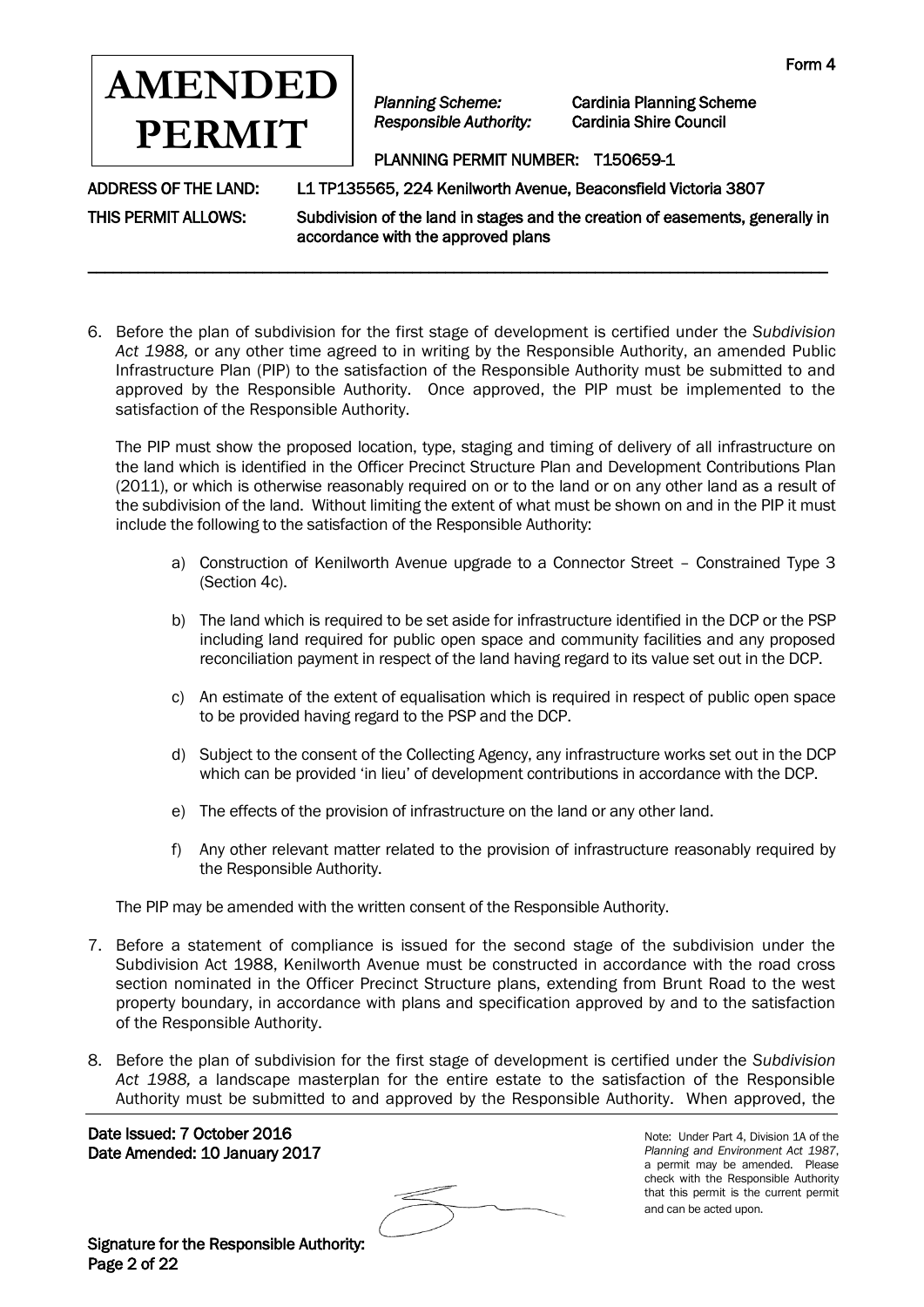# AMENDED PERMIT

Form 4

*Planning Scheme:* Cardinia Planning Scheme
*Responsible Authority:* Cardinia Shire Council

PLANNING PERMIT NUMBER: T150659-1

ADDRESS OF THE LAND: L1 TP135565, 224 Kenilworth Avenue, Beaconsfield Victoria 3807

THIS PERMIT ALLOWS: Subdivision of the land in stages and the creation of easements, generally in accordance with the approved plans

---

6. Before the plan of subdivision for the first stage of development is certified under the *Subdivision Act 1988,* or any other time agreed to in writing by the Responsible Authority, an amended Public Infrastructure Plan (PIP) to the satisfaction of the Responsible Authority must be submitted to and approved by the Responsible Authority. Once approved, the PIP must be implemented to the satisfaction of the Responsible Authority.

   The PIP must show the proposed location, type, staging and timing of delivery of all infrastructure on the land which is identified in the Officer Precinct Structure Plan and Development Contributions Plan (2011), or which is otherwise reasonably required on or to the land or on any other land as a result of the subdivision of the land. Without limiting the extent of what must be shown on and in the PIP it must include the following to the satisfaction of the Responsible Authority:

   a) Construction of Kenilworth Avenue upgrade to a Connector Street – Constrained Type 3 (Section 4c).

   b) The land which is required to be set aside for infrastructure identified in the DCP or the PSP including land required for public open space and community facilities and any proposed reconciliation payment in respect of the land having regard to its value set out in the DCP.

   c) An estimate of the extent of equalisation which is required in respect of public open space to be provided having regard to the PSP and the DCP.

   d) Subject to the consent of the Collecting Agency, any infrastructure works set out in the DCP which can be provided 'in lieu' of development contributions in accordance with the DCP.

   e) The effects of the provision of infrastructure on the land or any other land.

   f) Any other relevant matter related to the provision of infrastructure reasonably required by the Responsible Authority.

   The PIP may be amended with the written consent of the Responsible Authority.

7. Before a statement of compliance is issued for the second stage of the subdivision under the Subdivision Act 1988, Kenilworth Avenue must be constructed in accordance with the road cross section nominated in the Officer Precinct Structure plans, extending from Brunt Road to the west property boundary, in accordance with plans and specification approved by and to the satisfaction of the Responsible Authority.

8. Before the plan of subdivision for the first stage of development is certified under the *Subdivision Act 1988,* a landscape masterplan for the entire estate to the satisfaction of the Responsible Authority must be submitted to and approved by the Responsible Authority. When approved, the

**Date Issued: 7 October 2016**
**Date Amended: 10 January 2017**

Note: Under Part 4, Division 1A of the *Planning and Environment Act 1987*, a permit may be amended. Please check with the Responsible Authority that this permit is the current permit and can be acted upon.

**Signature for the Responsible Authority:**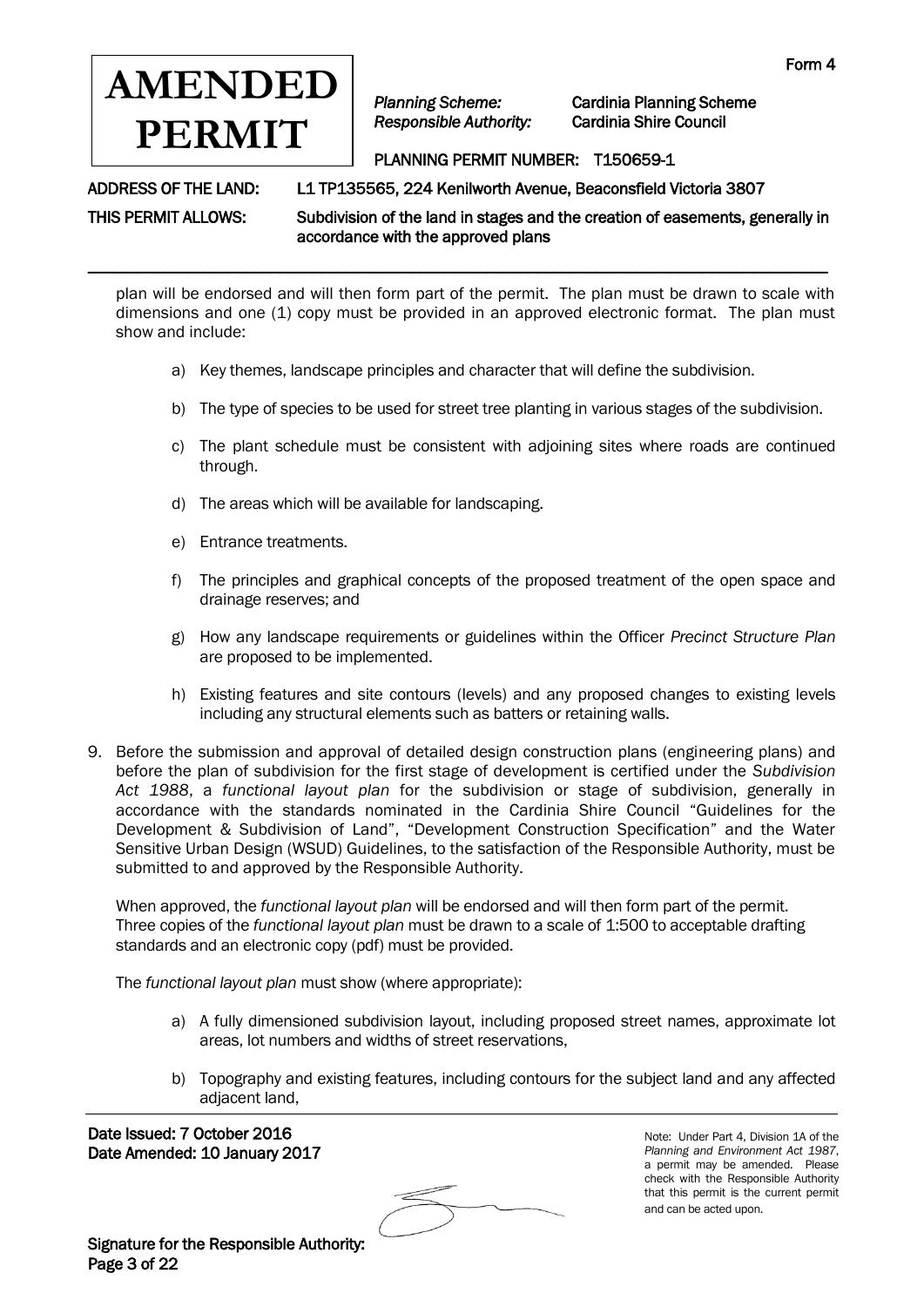plan will be endorsed and will then form part of the permit. The plan must be drawn to scale with dimensions and one (1) copy must be provided in an approved electronic format. The plan must show and include:

a) Key themes, landscape principles and character that will define the subdivision.

b) The type of species to be used for street tree planting in various stages of the subdivision.

c) The plant schedule must be consistent with adjoining sites where roads are continued through.

d) The areas which will be available for landscaping.

e) Entrance treatments.

f) The principles and graphical concepts of the proposed treatment of the open space and drainage reserves; and

g) How any landscape requirements or guidelines within the Officer *Precinct Structure Plan* are proposed to be implemented.

h) Existing features and site contours (levels) and any proposed changes to existing levels including any structural elements such as batters or retaining walls.

9. Before the submission and approval of detailed design construction plans (engineering plans) and before the plan of subdivision for the first stage of development is certified under the *Subdivision Act 1988*, a *functional layout plan* for the subdivision or stage of subdivision, generally in accordance with the standards nominated in the Cardinia Shire Council "Guidelines for the Development & Subdivision of Land", "Development Construction Specification" and the Water Sensitive Urban Design (WSUD) Guidelines, to the satisfaction of the Responsible Authority, must be submitted to and approved by the Responsible Authority.

   When approved, the *functional layout plan* will be endorsed and will then form part of the permit. Three copies of the *functional layout plan* must be drawn to a scale of 1:500 to acceptable drafting standards and an electronic copy (pdf) must be provided.

   The *functional layout plan* must show (where appropriate):

   a) A fully dimensioned subdivision layout, including proposed street names, approximate lot areas, lot numbers and widths of street reservations,

   b) Topography and existing features, including contours for the subject land and any affected adjacent land,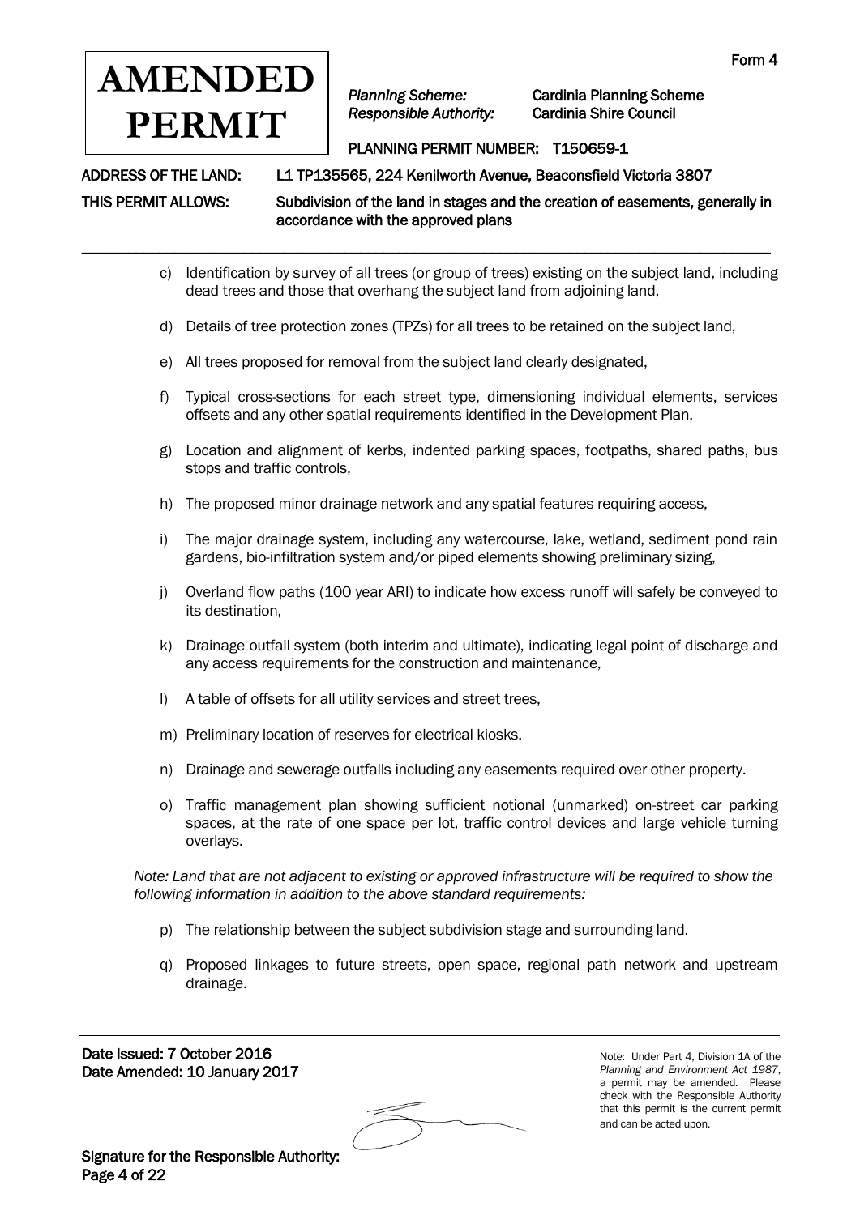c) Identification by survey of all trees (or group of trees) existing on the subject land, including dead trees and those that overhang the subject land from adjoining land,

d) Details of tree protection zones (TPZs) for all trees to be retained on the subject land,

e) All trees proposed for removal from the subject land clearly designated,

f) Typical cross-sections for each street type, dimensioning individual elements, services offsets and any other spatial requirements identified in the Development Plan,

g) Location and alignment of kerbs, indented parking spaces, footpaths, shared paths, bus stops and traffic controls,

h) The proposed minor drainage network and any spatial features requiring access,

i) The major drainage system, including any watercourse, lake, wetland, sediment pond rain gardens, bio-infiltration system and/or piped elements showing preliminary sizing,

j) Overland flow paths (100 year ARI) to indicate how excess runoff will safely be conveyed to its destination,

k) Drainage outfall system (both interim and ultimate), indicating legal point of discharge and any access requirements for the construction and maintenance,

l) A table of offsets for all utility services and street trees,

m) Preliminary location of reserves for electrical kiosks.

n) Drainage and sewerage outfalls including any easements required over other property.

o) Traffic management plan showing sufficient notional (unmarked) on-street car parking spaces, at the rate of one space per lot, traffic control devices and large vehicle turning overlays.

*Note: Land that are not adjacent to existing or approved infrastructure will be required to show the following information in addition to the above standard requirements:*

p) The relationship between the subject subdivision stage and surrounding land.

q) Proposed linkages to future streets, open space, regional path network and upstream drainage.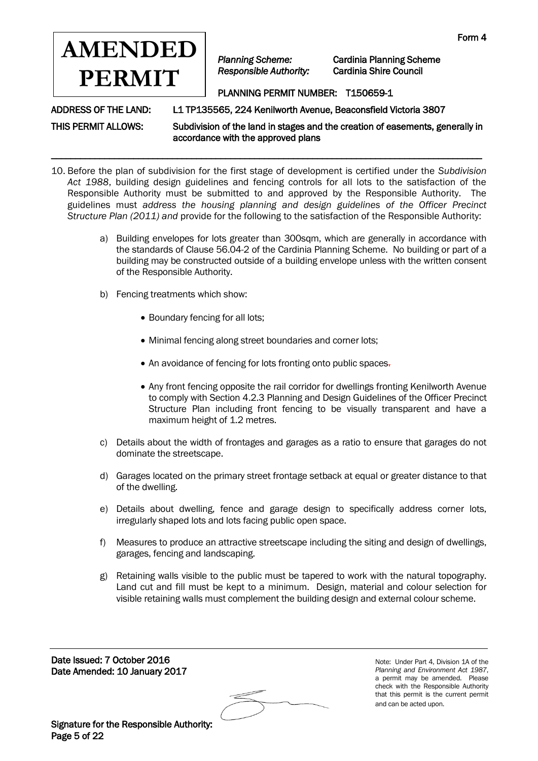**AMENDED PERMIT**

Form 4

*Planning Scheme:* Cardinia Planning Scheme
*Responsible Authority:* Cardinia Shire Council

PLANNING PERMIT NUMBER: T150659-1

ADDRESS OF THE LAND: L1 TP135565, 224 Kenilworth Avenue, Beaconsfield Victoria 3807

THIS PERMIT ALLOWS: Subdivision of the land in stages and the creation of easements, generally in accordance with the approved plans

---

10. Before the plan of subdivision for the first stage of development is certified under the *Subdivision Act 1988*, building design guidelines and fencing controls for all lots to the satisfaction of the Responsible Authority must be submitted to and approved by the Responsible Authority. The guidelines must *address the housing planning and design guidelines of the Officer Precinct Structure Plan (2011) and* provide for the following to the satisfaction of the Responsible Authority:

    a) Building envelopes for lots greater than 300sqm, which are generally in accordance with the standards of Clause 56.04-2 of the Cardinia Planning Scheme. No building or part of a building may be constructed outside of a building envelope unless with the written consent of the Responsible Authority.

    b) Fencing treatments which show:

    - Boundary fencing for all lots;
    - Minimal fencing along street boundaries and corner lots;
    - An avoidance of fencing for lots fronting onto public spaces.
    - Any front fencing opposite the rail corridor for dwellings fronting Kenilworth Avenue to comply with Section 4.2.3 Planning and Design Guidelines of the Officer Precinct Structure Plan including front fencing to be visually transparent and have a maximum height of 1.2 metres.

    c) Details about the width of frontages and garages as a ratio to ensure that garages do not dominate the streetscape.

    d) Garages located on the primary street frontage setback at equal or greater distance to that of the dwelling.

    e) Details about dwelling, fence and garage design to specifically address corner lots, irregularly shaped lots and lots facing public open space.

    f) Measures to produce an attractive streetscape including the siting and design of dwellings, garages, fencing and landscaping.

    g) Retaining walls visible to the public must be tapered to work with the natural topography. Land cut and fill must be kept to a minimum. Design, material and colour selection for visible retaining walls must complement the building design and external colour scheme.

Date Issued: 7 October 2016
Date Amended: 10 January 2017

Note: Under Part 4, Division 1A of the *Planning and Environment Act 1987*, a permit may be amended. Please check with the Responsible Authority that this permit is the current permit and can be acted upon.

Signature for the Responsible Authority: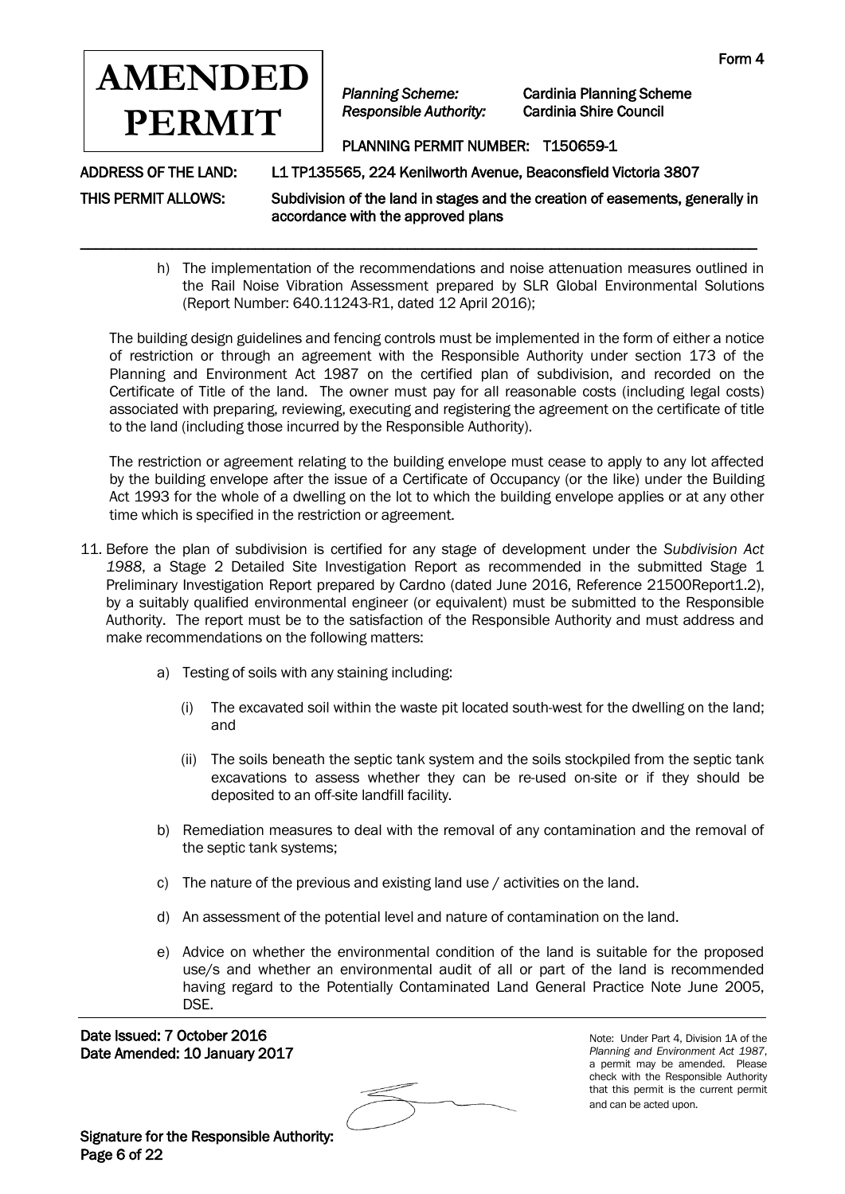h) The implementation of the recommendations and noise attenuation measures outlined in the Rail Noise Vibration Assessment prepared by SLR Global Environmental Solutions (Report Number: 640.11243-R1, dated 12 April 2016);

The building design guidelines and fencing controls must be implemented in the form of either a notice of restriction or through an agreement with the Responsible Authority under section 173 of the Planning and Environment Act 1987 on the certified plan of subdivision, and recorded on the Certificate of Title of the land. The owner must pay for all reasonable costs (including legal costs) associated with preparing, reviewing, executing and registering the agreement on the certificate of title to the land (including those incurred by the Responsible Authority).

The restriction or agreement relating to the building envelope must cease to apply to any lot affected by the building envelope after the issue of a Certificate of Occupancy (or the like) under the Building Act 1993 for the whole of a dwelling on the lot to which the building envelope applies or at any other time which is specified in the restriction or agreement.

11. Before the plan of subdivision is certified for any stage of development under the *Subdivision Act 1988*, a Stage 2 Detailed Site Investigation Report as recommended in the submitted Stage 1 Preliminary Investigation Report prepared by Cardno (dated June 2016, Reference 21500Report1.2), by a suitably qualified environmental engineer (or equivalent) must be submitted to the Responsible Authority. The report must be to the satisfaction of the Responsible Authority and must address and make recommendations on the following matters:

    a) Testing of soils with any staining including:

        (i) The excavated soil within the waste pit located south-west for the dwelling on the land; and

        (ii) The soils beneath the septic tank system and the soils stockpiled from the septic tank excavations to assess whether they can be re-used on-site or if they should be deposited to an off-site landfill facility.

    b) Remediation measures to deal with the removal of any contamination and the removal of the septic tank systems;

    c) The nature of the previous and existing land use / activities on the land.

    d) An assessment of the potential level and nature of contamination on the land.

    e) Advice on whether the environmental condition of the land is suitable for the proposed use/s and whether an environmental audit of all or part of the land is recommended having regard to the Potentially Contaminated Land General Practice Note June 2005, DSE.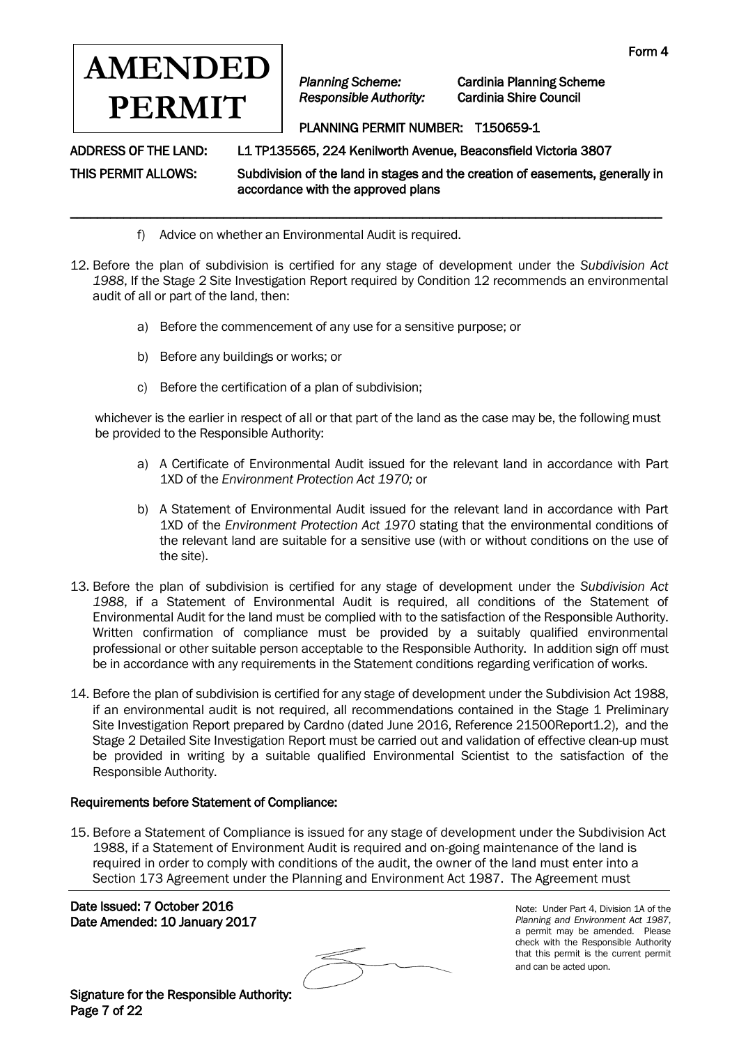**AMENDED PERMIT**

Form 4

*Planning Scheme:* Cardinia Planning Scheme
*Responsible Authority:* Cardinia Shire Council

PLANNING PERMIT NUMBER: T150659-1

ADDRESS OF THE LAND: L1 TP135565, 224 Kenilworth Avenue, Beaconsfield Victoria 3807

THIS PERMIT ALLOWS: Subdivision of the land in stages and the creation of easements, generally in accordance with the approved plans

---

f) Advice on whether an Environmental Audit is required.

12. Before the plan of subdivision is certified for any stage of development under the *Subdivision Act 1988*, If the Stage 2 Site Investigation Report required by Condition 12 recommends an environmental audit of all or part of the land, then:

    a) Before the commencement of any use for a sensitive purpose; or

    b) Before any buildings or works; or

    c) Before the certification of a plan of subdivision;

    whichever is the earlier in respect of all or that part of the land as the case may be, the following must be provided to the Responsible Authority:

    a) A Certificate of Environmental Audit issued for the relevant land in accordance with Part 1XD of the *Environment Protection Act 1970;* or

    b) A Statement of Environmental Audit issued for the relevant land in accordance with Part 1XD of the *Environment Protection Act 1970* stating that the environmental conditions of the relevant land are suitable for a sensitive use (with or without conditions on the use of the site).

13. Before the plan of subdivision is certified for any stage of development under the *Subdivision Act 1988*, if a Statement of Environmental Audit is required, all conditions of the Statement of Environmental Audit for the land must be complied with to the satisfaction of the Responsible Authority. Written confirmation of compliance must be provided by a suitably qualified environmental professional or other suitable person acceptable to the Responsible Authority. In addition sign off must be in accordance with any requirements in the Statement conditions regarding verification of works.

14. Before the plan of subdivision is certified for any stage of development under the Subdivision Act 1988, if an environmental audit is not required, all recommendations contained in the Stage 1 Preliminary Site Investigation Report prepared by Cardno (dated June 2016, Reference 21500Report1.2), and the Stage 2 Detailed Site Investigation Report must be carried out and validation of effective clean-up must be provided in writing by a suitable qualified Environmental Scientist to the satisfaction of the Responsible Authority.

**Requirements before Statement of Compliance:**

15. Before a Statement of Compliance is issued for any stage of development under the Subdivision Act 1988, if a Statement of Environment Audit is required and on-going maintenance of the land is required in order to comply with conditions of the audit, the owner of the land must enter into a Section 173 Agreement under the Planning and Environment Act 1987. The Agreement must

---

Date Issued: 7 October 2016
Date Amended: 10 January 2017

Note: Under Part 4, Division 1A of the *Planning and Environment Act 1987*, a permit may be amended. Please check with the Responsible Authority that this permit is the current permit and can be acted upon.

Signature for the Responsible Authority: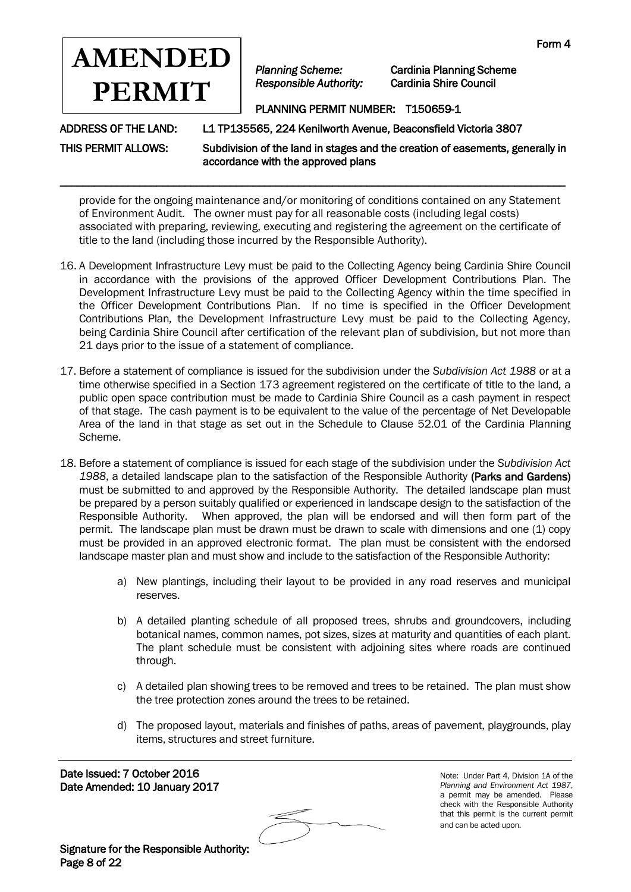provide for the ongoing maintenance and/or monitoring of conditions contained on any Statement of Environment Audit. The owner must pay for all reasonable costs (including legal costs) associated with preparing, reviewing, executing and registering the agreement on the certificate of title to the land (including those incurred by the Responsible Authority).

16. A Development Infrastructure Levy must be paid to the Collecting Agency being Cardinia Shire Council in accordance with the provisions of the approved Officer Development Contributions Plan. The Development Infrastructure Levy must be paid to the Collecting Agency within the time specified in the Officer Development Contributions Plan. If no time is specified in the Officer Development Contributions Plan, the Development Infrastructure Levy must be paid to the Collecting Agency, being Cardinia Shire Council after certification of the relevant plan of subdivision, but not more than 21 days prior to the issue of a statement of compliance.

17. Before a statement of compliance is issued for the subdivision under the *Subdivision Act 1988* or at a time otherwise specified in a Section 173 agreement registered on the certificate of title to the land, a public open space contribution must be made to Cardinia Shire Council as a cash payment in respect of that stage. The cash payment is to be equivalent to the value of the percentage of Net Developable Area of the land in that stage as set out in the Schedule to Clause 52.01 of the Cardinia Planning Scheme.

18. Before a statement of compliance is issued for each stage of the subdivision under the *Subdivision Act 1988*, a detailed landscape plan to the satisfaction of the Responsible Authority **(Parks and Gardens)** must be submitted to and approved by the Responsible Authority. The detailed landscape plan must be prepared by a person suitably qualified or experienced in landscape design to the satisfaction of the Responsible Authority. When approved, the plan will be endorsed and will then form part of the permit. The landscape plan must be drawn must be drawn to scale with dimensions and one (1) copy must be provided in an approved electronic format. The plan must be consistent with the endorsed landscape master plan and must show and include to the satisfaction of the Responsible Authority:

    a) New plantings, including their layout to be provided in any road reserves and municipal reserves.

    b) A detailed planting schedule of all proposed trees, shrubs and groundcovers, including botanical names, common names, pot sizes, sizes at maturity and quantities of each plant. The plant schedule must be consistent with adjoining sites where roads are continued through.

    c) A detailed plan showing trees to be removed and trees to be retained. The plan must show the tree protection zones around the trees to be retained.

    d) The proposed layout, materials and finishes of paths, areas of pavement, playgrounds, play items, structures and street furniture.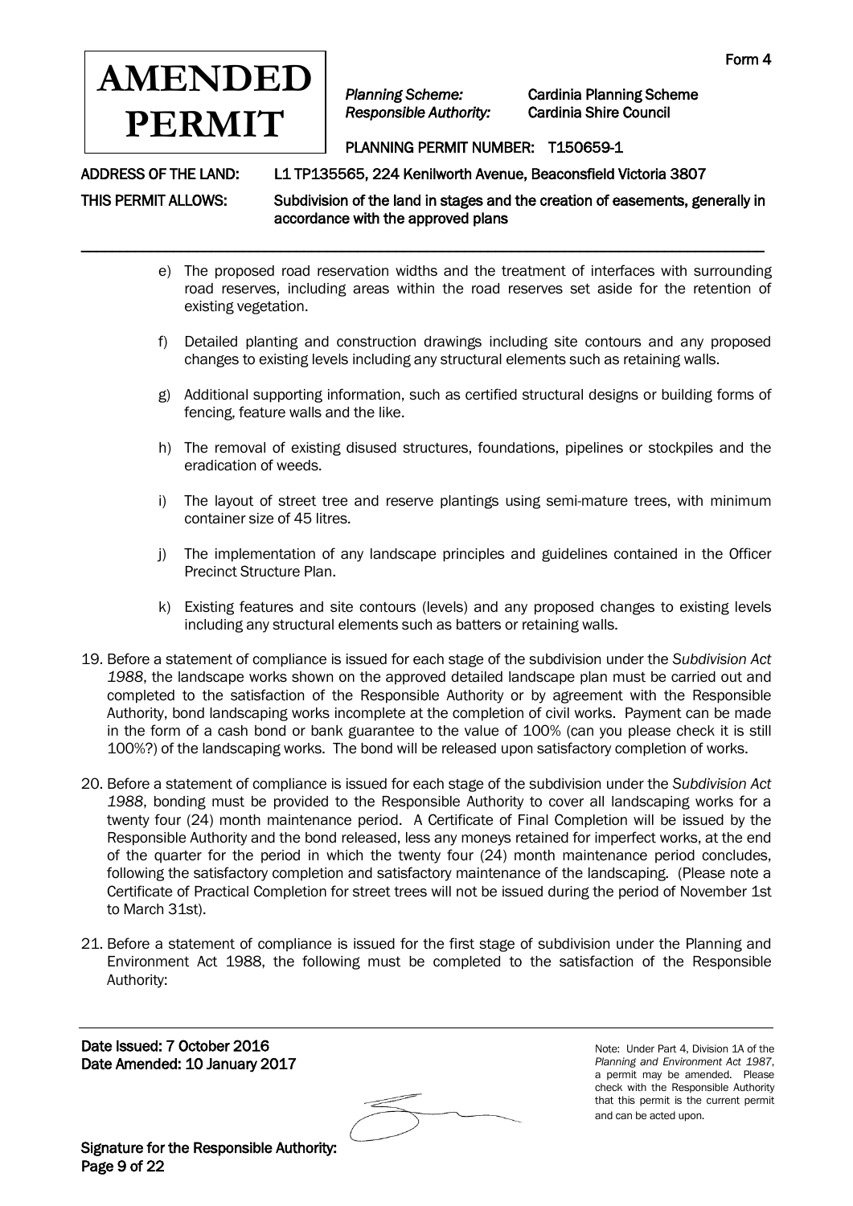e) The proposed road reservation widths and the treatment of interfaces with surrounding road reserves, including areas within the road reserves set aside for the retention of existing vegetation.

f) Detailed planting and construction drawings including site contours and any proposed changes to existing levels including any structural elements such as retaining walls.

g) Additional supporting information, such as certified structural designs or building forms of fencing, feature walls and the like.

h) The removal of existing disused structures, foundations, pipelines or stockpiles and the eradication of weeds.

i) The layout of street tree and reserve plantings using semi-mature trees, with minimum container size of 45 litres.

j) The implementation of any landscape principles and guidelines contained in the Officer Precinct Structure Plan.

k) Existing features and site contours (levels) and any proposed changes to existing levels including any structural elements such as batters or retaining walls.

19. Before a statement of compliance is issued for each stage of the subdivision under the *Subdivision Act 1988*, the landscape works shown on the approved detailed landscape plan must be carried out and completed to the satisfaction of the Responsible Authority or by agreement with the Responsible Authority, bond landscaping works incomplete at the completion of civil works. Payment can be made in the form of a cash bond or bank guarantee to the value of 100% (can you please check it is still 100%?) of the landscaping works. The bond will be released upon satisfactory completion of works.

20. Before a statement of compliance is issued for each stage of the subdivision under the *Subdivision Act 1988*, bonding must be provided to the Responsible Authority to cover all landscaping works for a twenty four (24) month maintenance period. A Certificate of Final Completion will be issued by the Responsible Authority and the bond released, less any moneys retained for imperfect works, at the end of the quarter for the period in which the twenty four (24) month maintenance period concludes, following the satisfactory completion and satisfactory maintenance of the landscaping. (Please note a Certificate of Practical Completion for street trees will not be issued during the period of November 1st to March 31st).

21. Before a statement of compliance is issued for the first stage of subdivision under the Planning and Environment Act 1988, the following must be completed to the satisfaction of the Responsible Authority: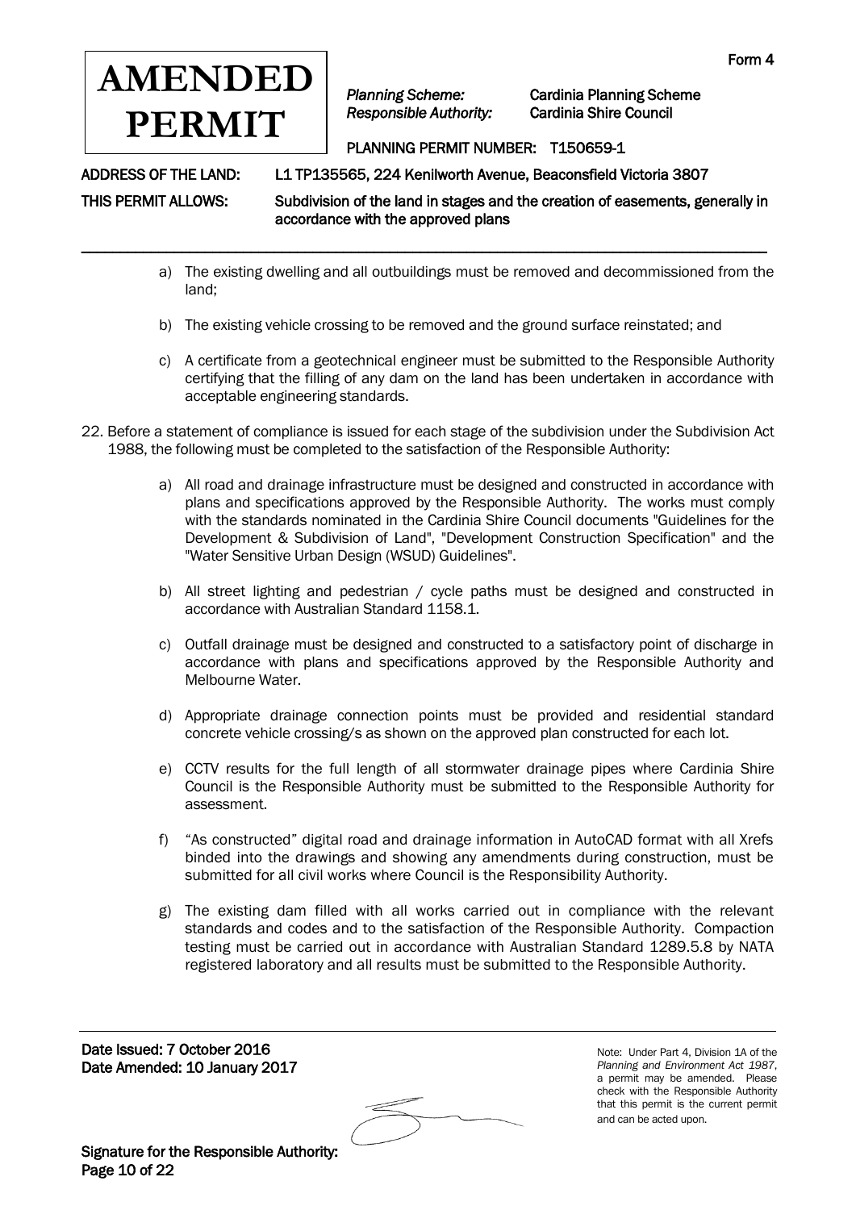**AMENDED PERMIT**

*Planning Scheme:* Cardinia Planning Scheme
*Responsible Authority:* Cardinia Shire Council

PLANNING PERMIT NUMBER: T150659-1

ADDRESS OF THE LAND: L1 TP135565, 224 Kenilworth Avenue, Beaconsfield Victoria 3807

THIS PERMIT ALLOWS: Subdivision of the land in stages and the creation of easements, generally in accordance with the approved plans

---

a) The existing dwelling and all outbuildings must be removed and decommissioned from the land;

b) The existing vehicle crossing to be removed and the ground surface reinstated; and

c) A certificate from a geotechnical engineer must be submitted to the Responsible Authority certifying that the filling of any dam on the land has been undertaken in accordance with acceptable engineering standards.

22. Before a statement of compliance is issued for each stage of the subdivision under the Subdivision Act 1988, the following must be completed to the satisfaction of the Responsible Authority:

    a) All road and drainage infrastructure must be designed and constructed in accordance with plans and specifications approved by the Responsible Authority. The works must comply with the standards nominated in the Cardinia Shire Council documents "Guidelines for the Development & Subdivision of Land", "Development Construction Specification" and the "Water Sensitive Urban Design (WSUD) Guidelines".

    b) All street lighting and pedestrian / cycle paths must be designed and constructed in accordance with Australian Standard 1158.1.

    c) Outfall drainage must be designed and constructed to a satisfactory point of discharge in accordance with plans and specifications approved by the Responsible Authority and Melbourne Water.

    d) Appropriate drainage connection points must be provided and residential standard concrete vehicle crossing/s as shown on the approved plan constructed for each lot.

    e) CCTV results for the full length of all stormwater drainage pipes where Cardinia Shire Council is the Responsible Authority must be submitted to the Responsible Authority for assessment.

    f) "As constructed" digital road and drainage information in AutoCAD format with all Xrefs binded into the drawings and showing any amendments during construction, must be submitted for all civil works where Council is the Responsibility Authority.

    g) The existing dam filled with all works carried out in compliance with the relevant standards and codes and to the satisfaction of the Responsible Authority. Compaction testing must be carried out in accordance with Australian Standard 1289.5.8 by NATA registered laboratory and all results must be submitted to the Responsible Authority.

---

**Date Issued: 7 October 2016**
**Date Amended: 10 January 2017**

Note: Under Part 4, Division 1A of the *Planning and Environment Act 1987*, a permit may be amended. Please check with the Responsible Authority that this permit is the current permit and can be acted upon.

**Signature for the Responsible Authority:**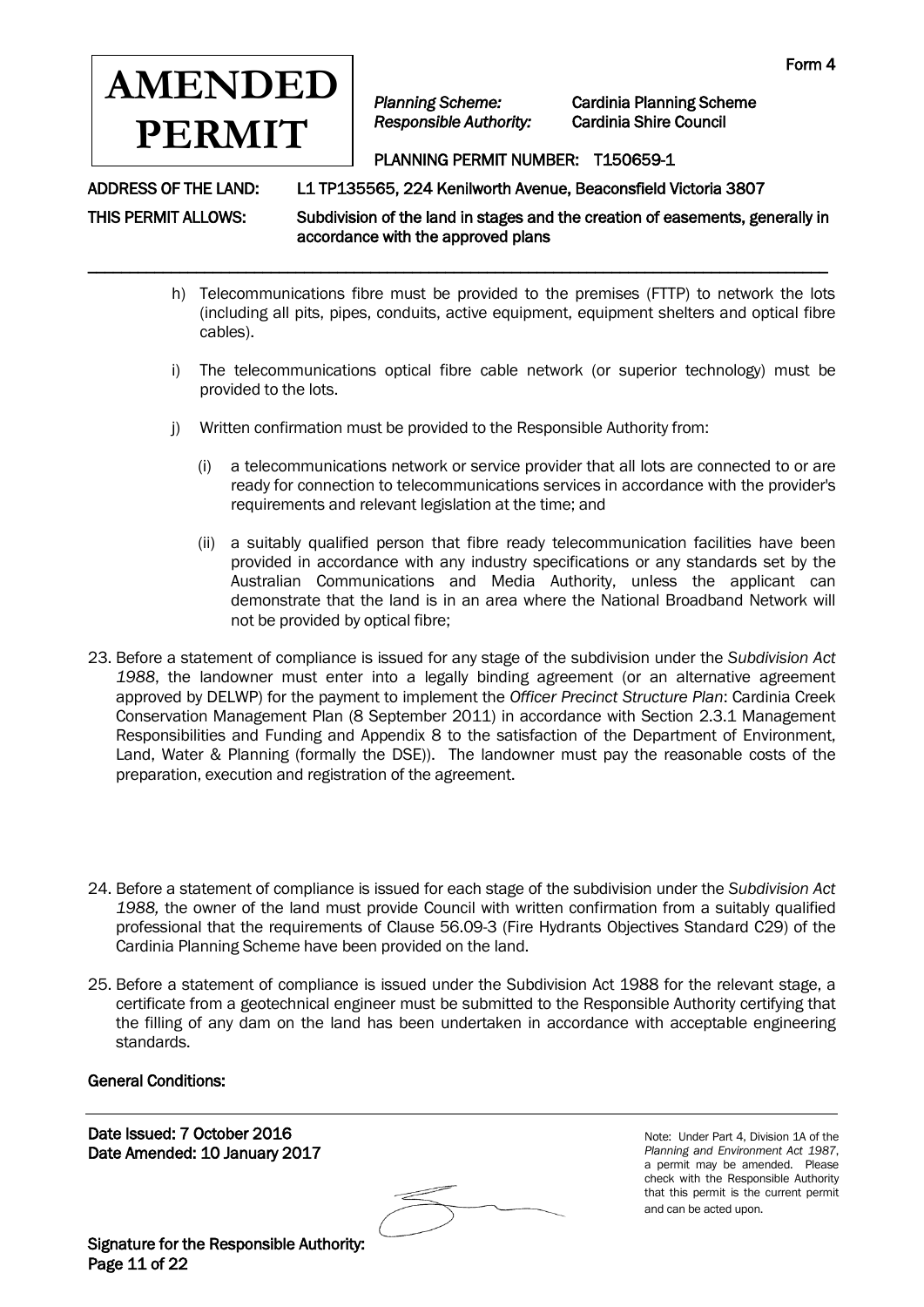h) Telecommunications fibre must be provided to the premises (FTTP) to network the lots (including all pits, pipes, conduits, active equipment, equipment shelters and optical fibre cables).

i) The telecommunications optical fibre cable network (or superior technology) must be provided to the lots.

j) Written confirmation must be provided to the Responsible Authority from:

   (i) a telecommunications network or service provider that all lots are connected to or are ready for connection to telecommunications services in accordance with the provider's requirements and relevant legislation at the time; and

   (ii) a suitably qualified person that fibre ready telecommunication facilities have been provided in accordance with any industry specifications or any standards set by the Australian Communications and Media Authority, unless the applicant can demonstrate that the land is in an area where the National Broadband Network will not be provided by optical fibre;

23. Before a statement of compliance is issued for any stage of the subdivision under the *Subdivision Act 1988*, the landowner must enter into a legally binding agreement (or an alternative agreement approved by DELWP) for the payment to implement the *Officer Precinct Structure Plan*: Cardinia Creek Conservation Management Plan (8 September 2011) in accordance with Section 2.3.1 Management Responsibilities and Funding and Appendix 8 to the satisfaction of the Department of Environment, Land, Water & Planning (formally the DSE)). The landowner must pay the reasonable costs of the preparation, execution and registration of the agreement.

24. Before a statement of compliance is issued for each stage of the subdivision under the *Subdivision Act 1988,* the owner of the land must provide Council with written confirmation from a suitably qualified professional that the requirements of Clause 56.09-3 (Fire Hydrants Objectives Standard C29) of the Cardinia Planning Scheme have been provided on the land.

25. Before a statement of compliance is issued under the Subdivision Act 1988 for the relevant stage, a certificate from a geotechnical engineer must be submitted to the Responsible Authority certifying that the filling of any dam on the land has been undertaken in accordance with acceptable engineering standards.

**General Conditions:**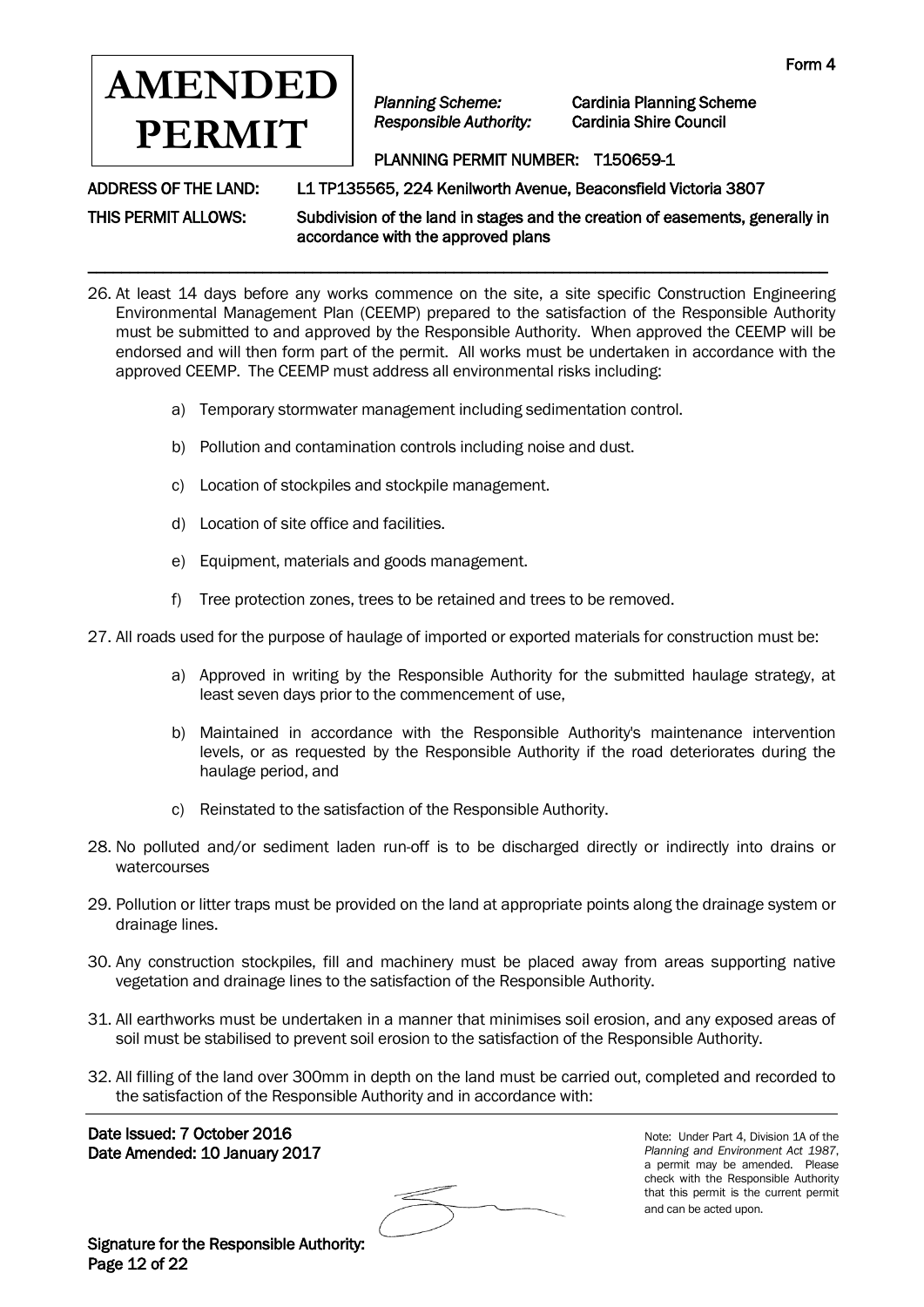Form 4

**AMENDED PERMIT**

*Planning Scheme:* Cardinia Planning Scheme
*Responsible Authority:* Cardinia Shire Council

PLANNING PERMIT NUMBER: T150659-1

ADDRESS OF THE LAND: L1 TP135565, 224 Kenilworth Avenue, Beaconsfield Victoria 3807

THIS PERMIT ALLOWS: Subdivision of the land in stages and the creation of easements, generally in accordance with the approved plans

---

26. At least 14 days before any works commence on the site, a site specific Construction Engineering Environmental Management Plan (CEEMP) prepared to the satisfaction of the Responsible Authority must be submitted to and approved by the Responsible Authority. When approved the CEEMP will be endorsed and will then form part of the permit. All works must be undertaken in accordance with the approved CEEMP. The CEEMP must address all environmental risks including:

    a) Temporary stormwater management including sedimentation control.

    b) Pollution and contamination controls including noise and dust.

    c) Location of stockpiles and stockpile management.

    d) Location of site office and facilities.

    e) Equipment, materials and goods management.

    f) Tree protection zones, trees to be retained and trees to be removed.

27. All roads used for the purpose of haulage of imported or exported materials for construction must be:

    a) Approved in writing by the Responsible Authority for the submitted haulage strategy, at least seven days prior to the commencement of use,

    b) Maintained in accordance with the Responsible Authority's maintenance intervention levels, or as requested by the Responsible Authority if the road deteriorates during the haulage period, and

    c) Reinstated to the satisfaction of the Responsible Authority.

28. No polluted and/or sediment laden run-off is to be discharged directly or indirectly into drains or watercourses

29. Pollution or litter traps must be provided on the land at appropriate points along the drainage system or drainage lines.

30. Any construction stockpiles, fill and machinery must be placed away from areas supporting native vegetation and drainage lines to the satisfaction of the Responsible Authority.

31. All earthworks must be undertaken in a manner that minimises soil erosion, and any exposed areas of soil must be stabilised to prevent soil erosion to the satisfaction of the Responsible Authority.

32. All filling of the land over 300mm in depth on the land must be carried out, completed and recorded to the satisfaction of the Responsible Authority and in accordance with:

---

Date Issued: 7 October 2016
Date Amended: 10 January 2017

Note: Under Part 4, Division 1A of the *Planning and Environment Act 1987*, a permit may be amended. Please check with the Responsible Authority that this permit is the current permit and can be acted upon.

Signature for the Responsible Authority: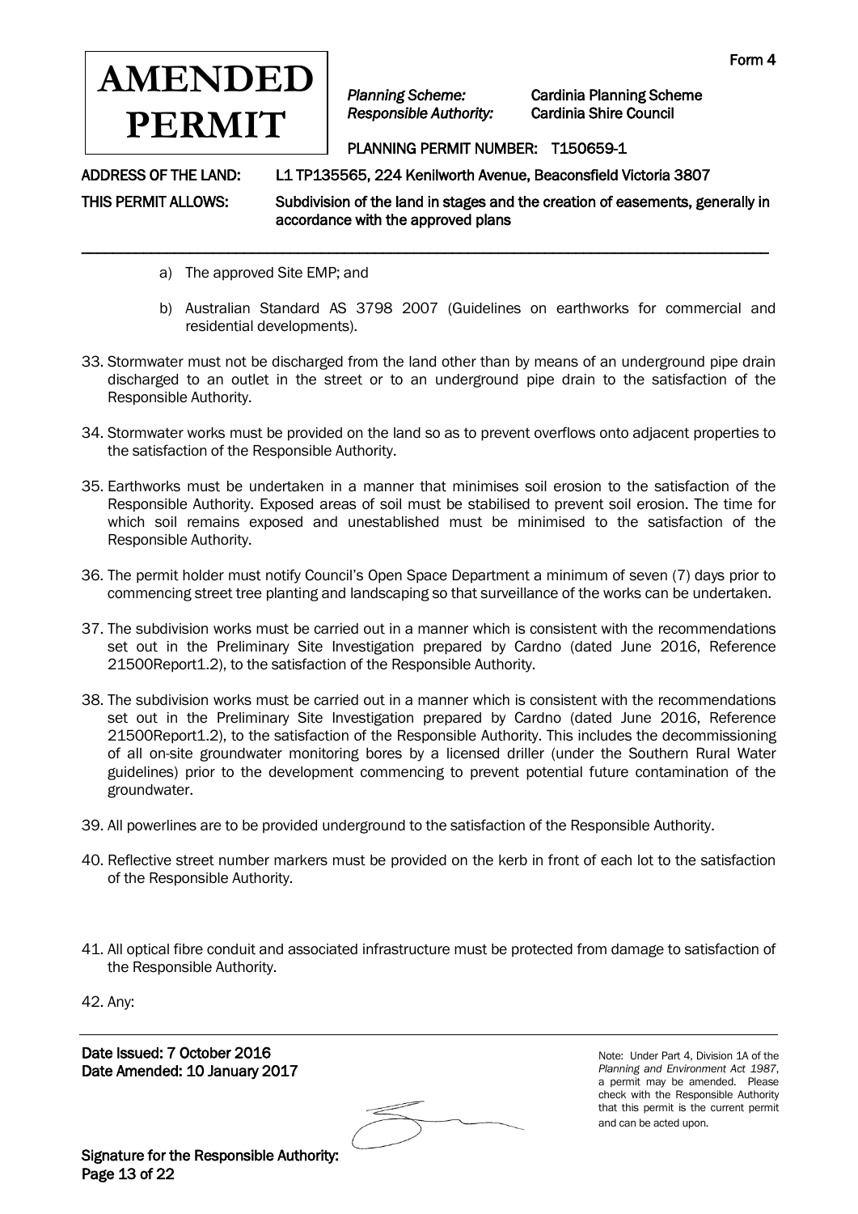**AMENDED PERMIT**

Form 4

*Planning Scheme:* Cardinia Planning Scheme
*Responsible Authority:* Cardinia Shire Council

PLANNING PERMIT NUMBER: T150659-1

ADDRESS OF THE LAND: L1 TP135565, 224 Kenilworth Avenue, Beaconsfield Victoria 3807

THIS PERMIT ALLOWS: Subdivision of the land in stages and the creation of easements, generally in accordance with the approved plans

---

a) The approved Site EMP; and

b) Australian Standard AS 3798 2007 (Guidelines on earthworks for commercial and residential developments).

33. Stormwater must not be discharged from the land other than by means of an underground pipe drain discharged to an outlet in the street or to an underground pipe drain to the satisfaction of the Responsible Authority.

34. Stormwater works must be provided on the land so as to prevent overflows onto adjacent properties to the satisfaction of the Responsible Authority.

35. Earthworks must be undertaken in a manner that minimises soil erosion to the satisfaction of the Responsible Authority. Exposed areas of soil must be stabilised to prevent soil erosion. The time for which soil remains exposed and unestablished must be minimised to the satisfaction of the Responsible Authority.

36. The permit holder must notify Council's Open Space Department a minimum of seven (7) days prior to commencing street tree planting and landscaping so that surveillance of the works can be undertaken.

37. The subdivision works must be carried out in a manner which is consistent with the recommendations set out in the Preliminary Site Investigation prepared by Cardno (dated June 2016, Reference 21500Report1.2), to the satisfaction of the Responsible Authority.

38. The subdivision works must be carried out in a manner which is consistent with the recommendations set out in the Preliminary Site Investigation prepared by Cardno (dated June 2016, Reference 21500Report1.2), to the satisfaction of the Responsible Authority. This includes the decommissioning of all on-site groundwater monitoring bores by a licensed driller (under the Southern Rural Water guidelines) prior to the development commencing to prevent potential future contamination of the groundwater.

39. All powerlines are to be provided underground to the satisfaction of the Responsible Authority.

40. Reflective street number markers must be provided on the kerb in front of each lot to the satisfaction of the Responsible Authority.

41. All optical fibre conduit and associated infrastructure must be protected from damage to satisfaction of the Responsible Authority.

42. Any:

---

Date Issued: 7 October 2016
Date Amended: 10 January 2017

Note: Under Part 4, Division 1A of the *Planning and Environment Act 1987*, a permit may be amended. Please check with the Responsible Authority that this permit is the current permit and can be acted upon.

Signature for the Responsible Authority: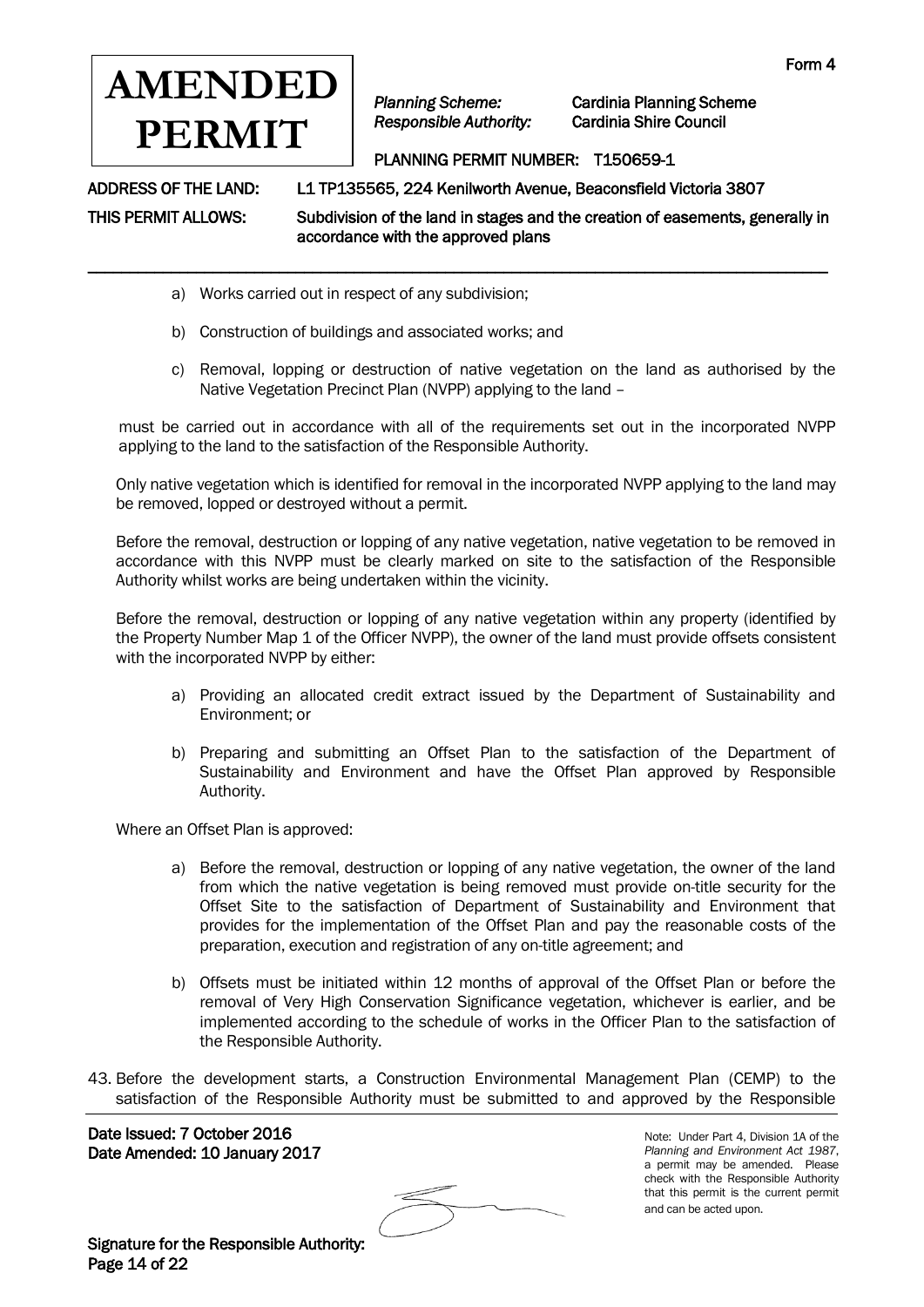- a) Works carried out in respect of any subdivision;
- b) Construction of buildings and associated works; and
- c) Removal, lopping or destruction of native vegetation on the land as authorised by the Native Vegetation Precinct Plan (NVPP) applying to the land –

must be carried out in accordance with all of the requirements set out in the incorporated NVPP applying to the land to the satisfaction of the Responsible Authority.

Only native vegetation which is identified for removal in the incorporated NVPP applying to the land may be removed, lopped or destroyed without a permit.

Before the removal, destruction or lopping of any native vegetation, native vegetation to be removed in accordance with this NVPP must be clearly marked on site to the satisfaction of the Responsible Authority whilst works are being undertaken within the vicinity.

Before the removal, destruction or lopping of any native vegetation within any property (identified by the Property Number Map 1 of the Officer NVPP), the owner of the land must provide offsets consistent with the incorporated NVPP by either:

- a) Providing an allocated credit extract issued by the Department of Sustainability and Environment; or
- b) Preparing and submitting an Offset Plan to the satisfaction of the Department of Sustainability and Environment and have the Offset Plan approved by Responsible Authority.

Where an Offset Plan is approved:

- a) Before the removal, destruction or lopping of any native vegetation, the owner of the land from which the native vegetation is being removed must provide on-title security for the Offset Site to the satisfaction of Department of Sustainability and Environment that provides for the implementation of the Offset Plan and pay the reasonable costs of the preparation, execution and registration of any on-title agreement; and
- b) Offsets must be initiated within 12 months of approval of the Offset Plan or before the removal of Very High Conservation Significance vegetation, whichever is earlier, and be implemented according to the schedule of works in the Officer Plan to the satisfaction of the Responsible Authority.

43. Before the development starts, a Construction Environmental Management Plan (CEMP) to the satisfaction of the Responsible Authority must be submitted to and approved by the Responsible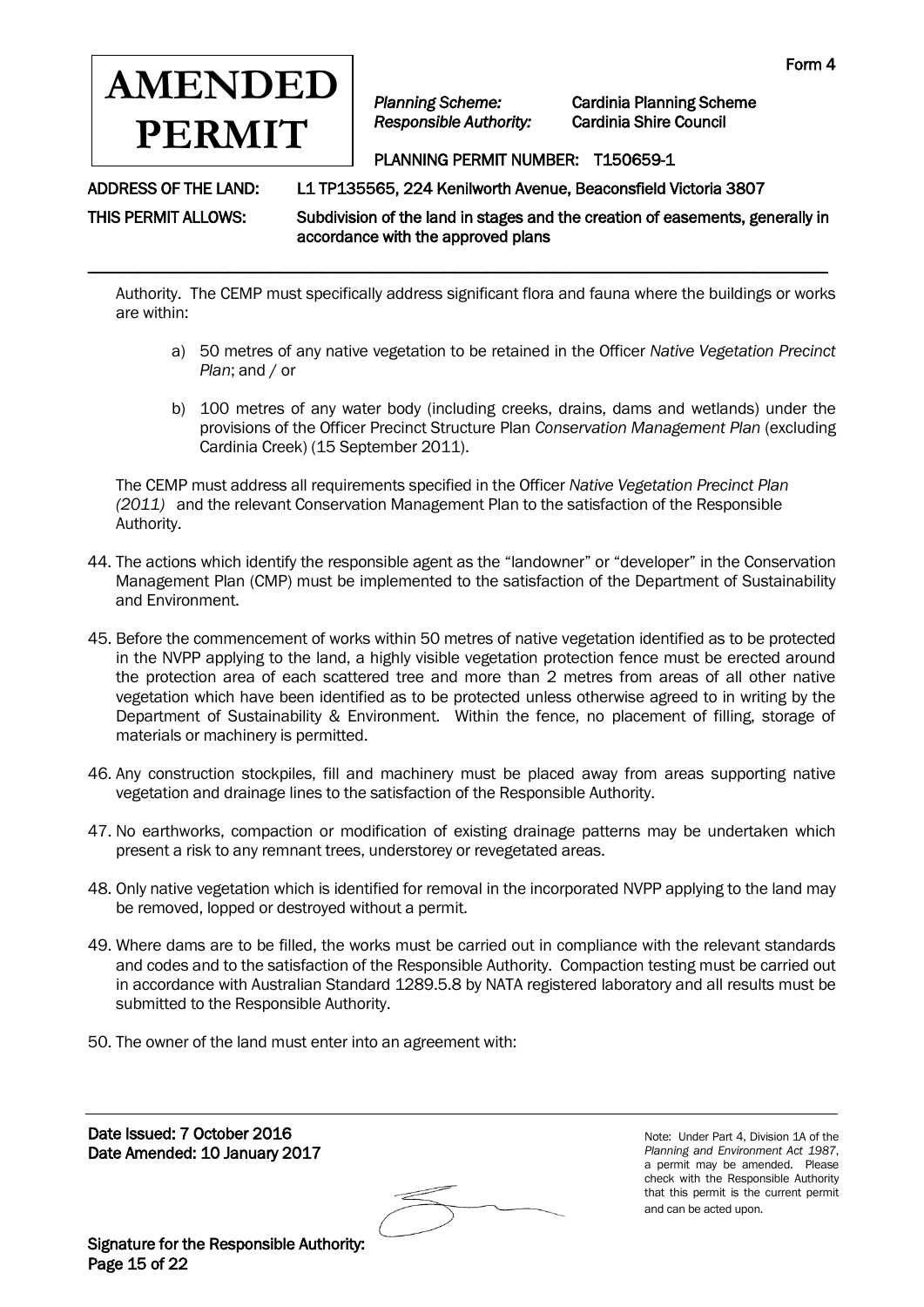Authority. The CEMP must specifically address significant flora and fauna where the buildings or works are within:

a) 50 metres of any native vegetation to be retained in the Officer *Native Vegetation Precinct Plan*; and / or

b) 100 metres of any water body (including creeks, drains, dams and wetlands) under the provisions of the Officer Precinct Structure Plan *Conservation Management Plan* (excluding Cardinia Creek) (15 September 2011).

The CEMP must address all requirements specified in the Officer *Native Vegetation Precinct Plan (2011)* and the relevant Conservation Management Plan to the satisfaction of the Responsible Authority.

44. The actions which identify the responsible agent as the "landowner" or "developer" in the Conservation Management Plan (CMP) must be implemented to the satisfaction of the Department of Sustainability and Environment.

45. Before the commencement of works within 50 metres of native vegetation identified as to be protected in the NVPP applying to the land, a highly visible vegetation protection fence must be erected around the protection area of each scattered tree and more than 2 metres from areas of all other native vegetation which have been identified as to be protected unless otherwise agreed to in writing by the Department of Sustainability & Environment. Within the fence, no placement of filling, storage of materials or machinery is permitted.

46. Any construction stockpiles, fill and machinery must be placed away from areas supporting native vegetation and drainage lines to the satisfaction of the Responsible Authority.

47. No earthworks, compaction or modification of existing drainage patterns may be undertaken which present a risk to any remnant trees, understorey or revegetated areas.

48. Only native vegetation which is identified for removal in the incorporated NVPP applying to the land may be removed, lopped or destroyed without a permit.

49. Where dams are to be filled, the works must be carried out in compliance with the relevant standards and codes and to the satisfaction of the Responsible Authority. Compaction testing must be carried out in accordance with Australian Standard 1289.5.8 by NATA registered laboratory and all results must be submitted to the Responsible Authority.

50. The owner of the land must enter into an agreement with: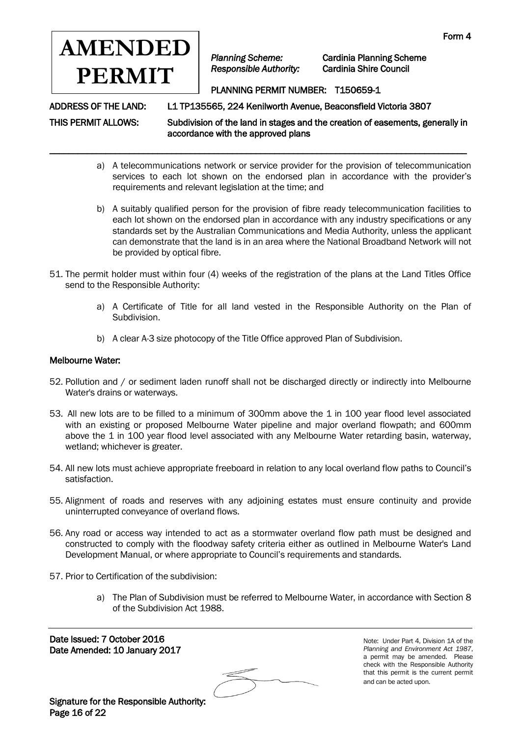a) A telecommunications network or service provider for the provision of telecommunication services to each lot shown on the endorsed plan in accordance with the provider's requirements and relevant legislation at the time; and

b) A suitably qualified person for the provision of fibre ready telecommunication facilities to each lot shown on the endorsed plan in accordance with any industry specifications or any standards set by the Australian Communications and Media Authority, unless the applicant can demonstrate that the land is in an area where the National Broadband Network will not be provided by optical fibre.

51. The permit holder must within four (4) weeks of the registration of the plans at the Land Titles Office send to the Responsible Authority:

    a) A Certificate of Title for all land vested in the Responsible Authority on the Plan of Subdivision.

    b) A clear A-3 size photocopy of the Title Office approved Plan of Subdivision.

**Melbourne Water:**

52. Pollution and / or sediment laden runoff shall not be discharged directly or indirectly into Melbourne Water's drains or waterways.

53. All new lots are to be filled to a minimum of 300mm above the 1 in 100 year flood level associated with an existing or proposed Melbourne Water pipeline and major overland flowpath; and 600mm above the 1 in 100 year flood level associated with any Melbourne Water retarding basin, waterway, wetland; whichever is greater.

54. All new lots must achieve appropriate freeboard in relation to any local overland flow paths to Council's satisfaction.

55. Alignment of roads and reserves with any adjoining estates must ensure continuity and provide uninterrupted conveyance of overland flows.

56. Any road or access way intended to act as a stormwater overland flow path must be designed and constructed to comply with the floodway safety criteria either as outlined in Melbourne Water's Land Development Manual, or where appropriate to Council's requirements and standards.

57. Prior to Certification of the subdivision:

    a) The Plan of Subdivision must be referred to Melbourne Water, in accordance with Section 8 of the Subdivision Act 1988.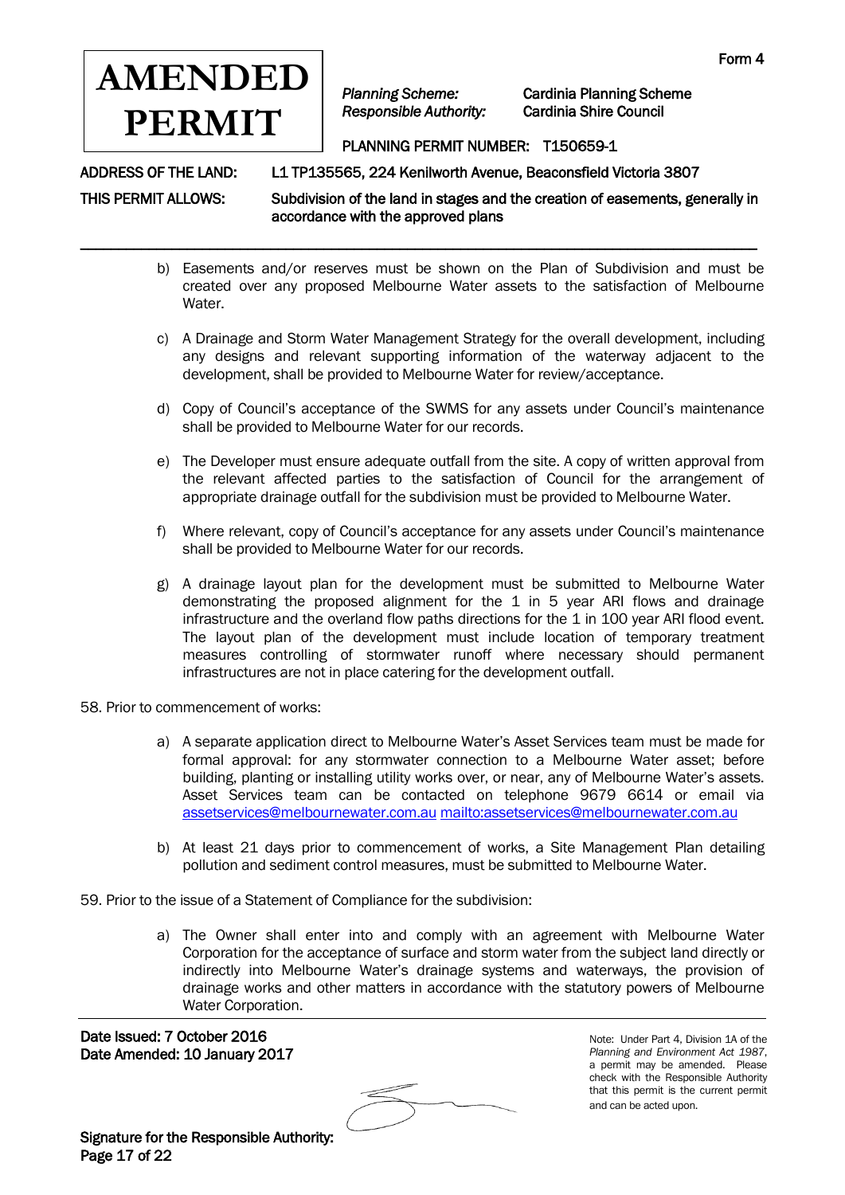b) Easements and/or reserves must be shown on the Plan of Subdivision and must be created over any proposed Melbourne Water assets to the satisfaction of Melbourne Water.

c) A Drainage and Storm Water Management Strategy for the overall development, including any designs and relevant supporting information of the waterway adjacent to the development, shall be provided to Melbourne Water for review/acceptance.

d) Copy of Council's acceptance of the SWMS for any assets under Council's maintenance shall be provided to Melbourne Water for our records.

e) The Developer must ensure adequate outfall from the site. A copy of written approval from the relevant affected parties to the satisfaction of Council for the arrangement of appropriate drainage outfall for the subdivision must be provided to Melbourne Water.

f) Where relevant, copy of Council's acceptance for any assets under Council's maintenance shall be provided to Melbourne Water for our records.

g) A drainage layout plan for the development must be submitted to Melbourne Water demonstrating the proposed alignment for the 1 in 5 year ARI flows and drainage infrastructure and the overland flow paths directions for the 1 in 100 year ARI flood event. The layout plan of the development must include location of temporary treatment measures controlling of stormwater runoff where necessary should permanent infrastructures are not in place catering for the development outfall.

58. Prior to commencement of works:

a) A separate application direct to Melbourne Water's Asset Services team must be made for formal approval: for any stormwater connection to a Melbourne Water asset; before building, planting or installing utility works over, or near, any of Melbourne Water's assets. Asset Services team can be contacted on telephone 9679 6614 or email via assetservices@melbournewater.com.au mailto:assetservices@melbournewater.com.au

b) At least 21 days prior to commencement of works, a Site Management Plan detailing pollution and sediment control measures, must be submitted to Melbourne Water.

59. Prior to the issue of a Statement of Compliance for the subdivision:

a) The Owner shall enter into and comply with an agreement with Melbourne Water Corporation for the acceptance of surface and storm water from the subject land directly or indirectly into Melbourne Water's drainage systems and waterways, the provision of drainage works and other matters in accordance with the statutory powers of Melbourne Water Corporation.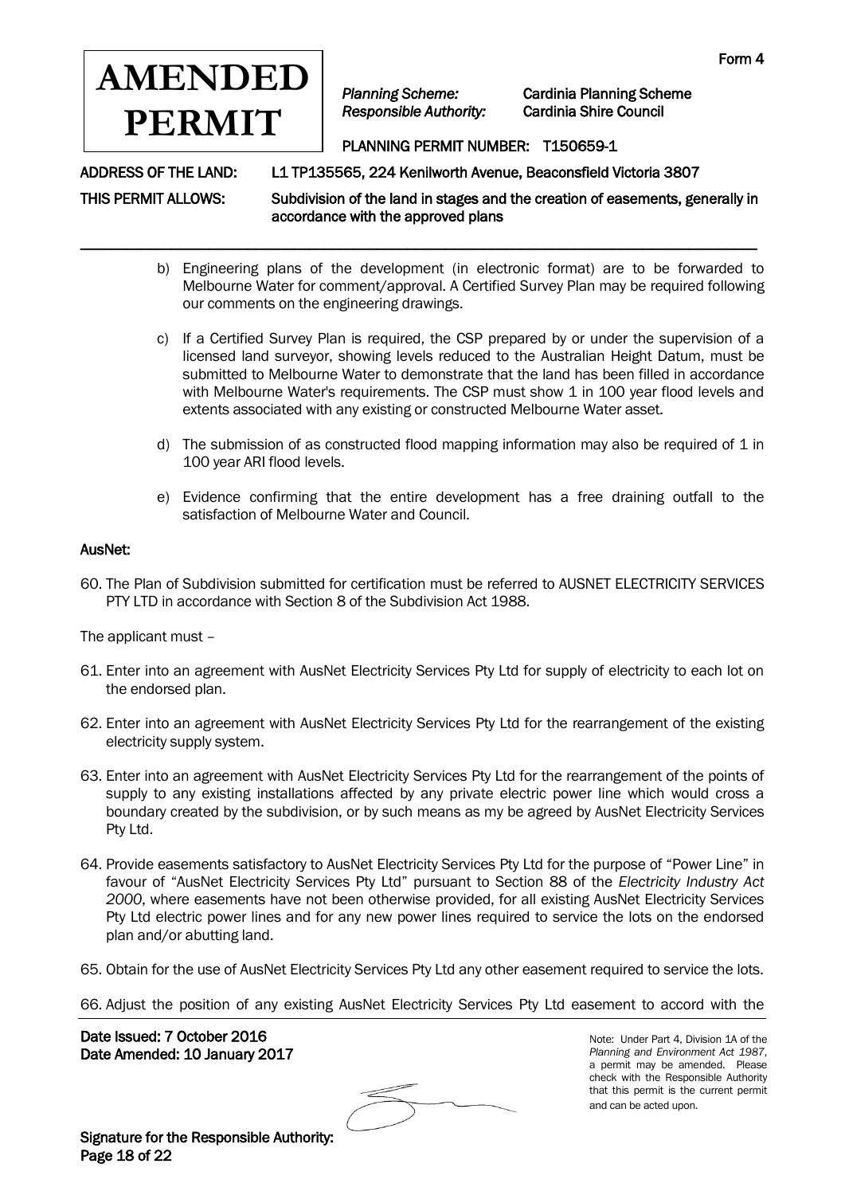**AMENDED PERMIT**

Form 4

*Planning Scheme:* Cardinia Planning Scheme
*Responsible Authority:* Cardinia Shire Council

PLANNING PERMIT NUMBER: T150659-1

ADDRESS OF THE LAND: L1 TP135565, 224 Kenilworth Avenue, Beaconsfield Victoria 3807

THIS PERMIT ALLOWS: Subdivision of the land in stages and the creation of easements, generally in accordance with the approved plans

---

b) Engineering plans of the development (in electronic format) are to be forwarded to Melbourne Water for comment/approval. A Certified Survey Plan may be required following our comments on the engineering drawings.

c) If a Certified Survey Plan is required, the CSP prepared by or under the supervision of a licensed land surveyor, showing levels reduced to the Australian Height Datum, must be submitted to Melbourne Water to demonstrate that the land has been filled in accordance with Melbourne Water's requirements. The CSP must show 1 in 100 year flood levels and extents associated with any existing or constructed Melbourne Water asset.

d) The submission of as constructed flood mapping information may also be required of 1 in 100 year ARI flood levels.

e) Evidence confirming that the entire development has a free draining outfall to the satisfaction of Melbourne Water and Council.

**AusNet:**

60. The Plan of Subdivision submitted for certification must be referred to AUSNET ELECTRICITY SERVICES PTY LTD in accordance with Section 8 of the Subdivision Act 1988.

The applicant must –

61. Enter into an agreement with AusNet Electricity Services Pty Ltd for supply of electricity to each lot on the endorsed plan.

62. Enter into an agreement with AusNet Electricity Services Pty Ltd for the rearrangement of the existing electricity supply system.

63. Enter into an agreement with AusNet Electricity Services Pty Ltd for the rearrangement of the points of supply to any existing installations affected by any private electric power line which would cross a boundary created by the subdivision, or by such means as my be agreed by AusNet Electricity Services Pty Ltd.

64. Provide easements satisfactory to AusNet Electricity Services Pty Ltd for the purpose of "Power Line" in favour of "AusNet Electricity Services Pty Ltd" pursuant to Section 88 of the *Electricity Industry Act 2000*, where easements have not been otherwise provided, for all existing AusNet Electricity Services Pty Ltd electric power lines and for any new power lines required to service the lots on the endorsed plan and/or abutting land.

65. Obtain for the use of AusNet Electricity Services Pty Ltd any other easement required to service the lots.

66. Adjust the position of any existing AusNet Electricity Services Pty Ltd easement to accord with the

Date Issued: 7 October 2016
Date Amended: 10 January 2017

Signature for the Responsible Authority:

Note: Under Part 4, Division 1A of the *Planning and Environment Act 1987*, a permit may be amended. Please check with the Responsible Authority that this permit is the current permit and can be acted upon.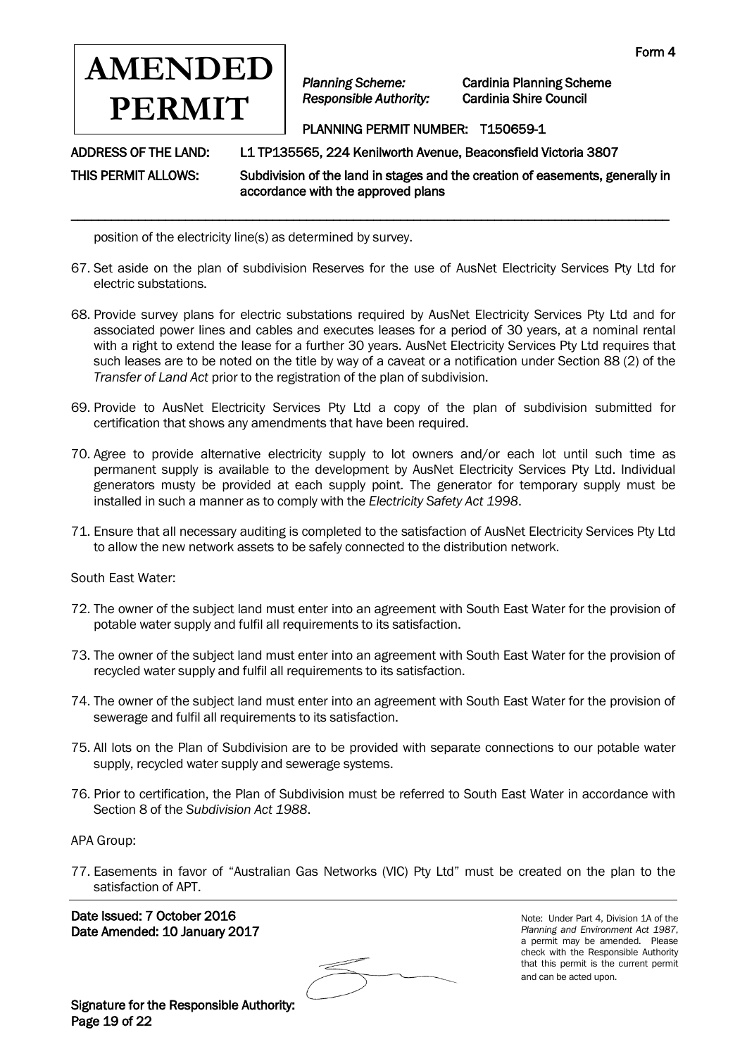position of the electricity line(s) as determined by survey.

67. Set aside on the plan of subdivision Reserves for the use of AusNet Electricity Services Pty Ltd for electric substations.

68. Provide survey plans for electric substations required by AusNet Electricity Services Pty Ltd and for associated power lines and cables and executes leases for a period of 30 years, at a nominal rental with a right to extend the lease for a further 30 years. AusNet Electricity Services Pty Ltd requires that such leases are to be noted on the title by way of a caveat or a notification under Section 88 (2) of the *Transfer of Land Act* prior to the registration of the plan of subdivision.

69. Provide to AusNet Electricity Services Pty Ltd a copy of the plan of subdivision submitted for certification that shows any amendments that have been required.

70. Agree to provide alternative electricity supply to lot owners and/or each lot until such time as permanent supply is available to the development by AusNet Electricity Services Pty Ltd. Individual generators musty be provided at each supply point. The generator for temporary supply must be installed in such a manner as to comply with the *Electricity Safety Act 1998*.

71. Ensure that all necessary auditing is completed to the satisfaction of AusNet Electricity Services Pty Ltd to allow the new network assets to be safely connected to the distribution network.

South East Water:

72. The owner of the subject land must enter into an agreement with South East Water for the provision of potable water supply and fulfil all requirements to its satisfaction.

73. The owner of the subject land must enter into an agreement with South East Water for the provision of recycled water supply and fulfil all requirements to its satisfaction.

74. The owner of the subject land must enter into an agreement with South East Water for the provision of sewerage and fulfil all requirements to its satisfaction.

75. All lots on the Plan of Subdivision are to be provided with separate connections to our potable water supply, recycled water supply and sewerage systems.

76. Prior to certification, the Plan of Subdivision must be referred to South East Water in accordance with Section 8 of the *Subdivision Act 1988*.

APA Group:

77. Easements in favor of "Australian Gas Networks (VIC) Pty Ltd" must be created on the plan to the satisfaction of APT.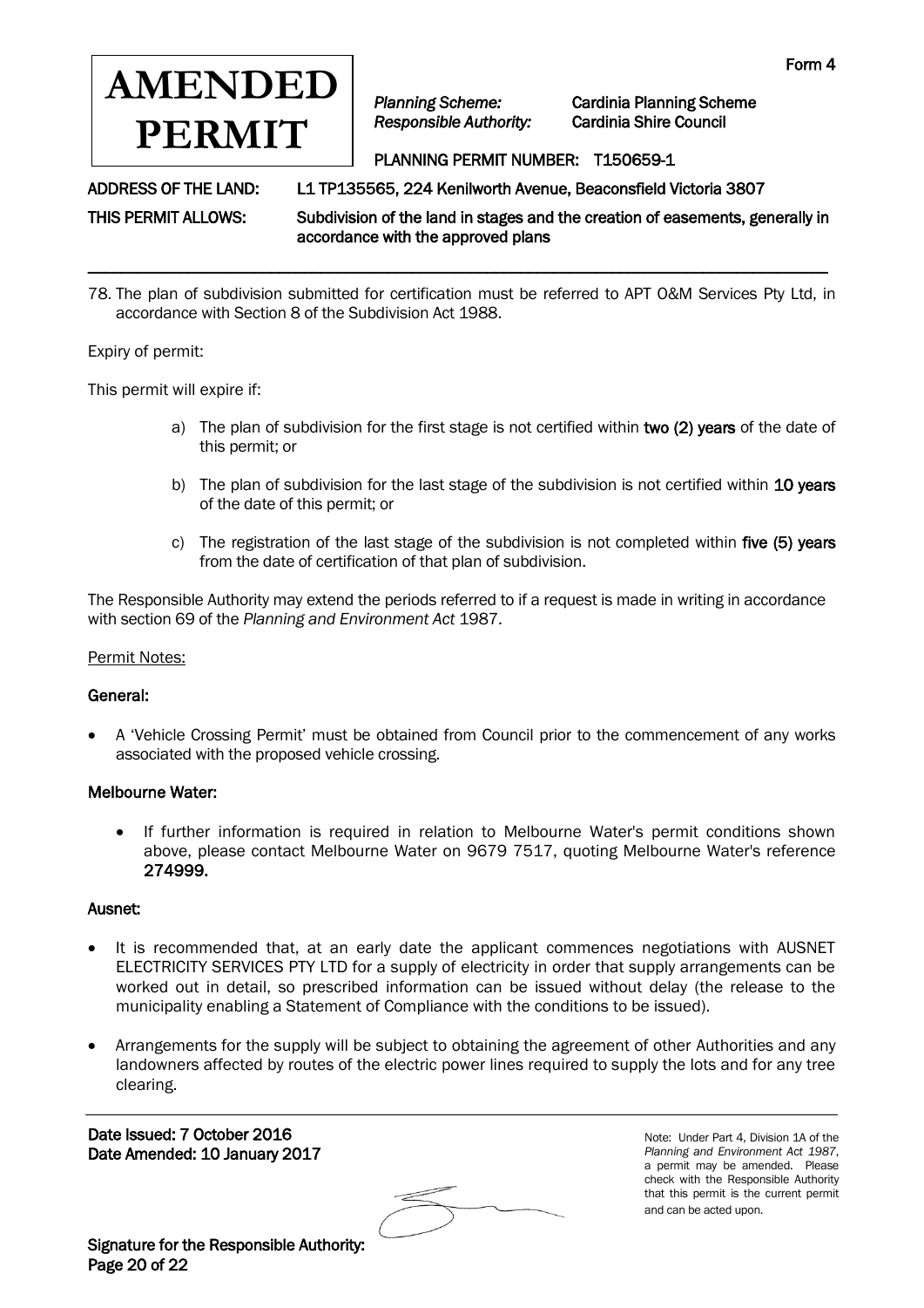**AMENDED PERMIT**

Form 4

*Planning Scheme:* Cardinia Planning Scheme
*Responsible Authority:* Cardinia Shire Council

PLANNING PERMIT NUMBER: T150659-1

ADDRESS OF THE LAND: L1 TP135565, 224 Kenilworth Avenue, Beaconsfield Victoria 3807

THIS PERMIT ALLOWS: Subdivision of the land in stages and the creation of easements, generally in accordance with the approved plans

---

78. The plan of subdivision submitted for certification must be referred to APT O&M Services Pty Ltd, in accordance with Section 8 of the Subdivision Act 1988.

Expiry of permit:

This permit will expire if:

a) The plan of subdivision for the first stage is not certified within **two (2) years** of the date of this permit; or

b) The plan of subdivision for the last stage of the subdivision is not certified within **10 years** of the date of this permit; or

c) The registration of the last stage of the subdivision is not completed within **five (5) years** from the date of certification of that plan of subdivision.

The Responsible Authority may extend the periods referred to if a request is made in writing in accordance with section 69 of the *Planning and Environment Act* 1987.

Permit Notes:

**General:**

- A 'Vehicle Crossing Permit' must be obtained from Council prior to the commencement of any works associated with the proposed vehicle crossing.

**Melbourne Water:**

- If further information is required in relation to Melbourne Water's permit conditions shown above, please contact Melbourne Water on 9679 7517, quoting Melbourne Water's reference **274999.**

**Ausnet:**

- It is recommended that, at an early date the applicant commences negotiations with AUSNET ELECTRICITY SERVICES PTY LTD for a supply of electricity in order that supply arrangements can be worked out in detail, so prescribed information can be issued without delay (the release to the municipality enabling a Statement of Compliance with the conditions to be issued).
- Arrangements for the supply will be subject to obtaining the agreement of other Authorities and any landowners affected by routes of the electric power lines required to supply the lots and for any tree clearing.

---

Date Issued: 7 October 2016
Date Amended: 10 January 2017

Signature for the Responsible Authority:

Note: Under Part 4, Division 1A of the *Planning and Environment Act 1987*, a permit may be amended. Please check with the Responsible Authority that this permit is the current permit and can be acted upon.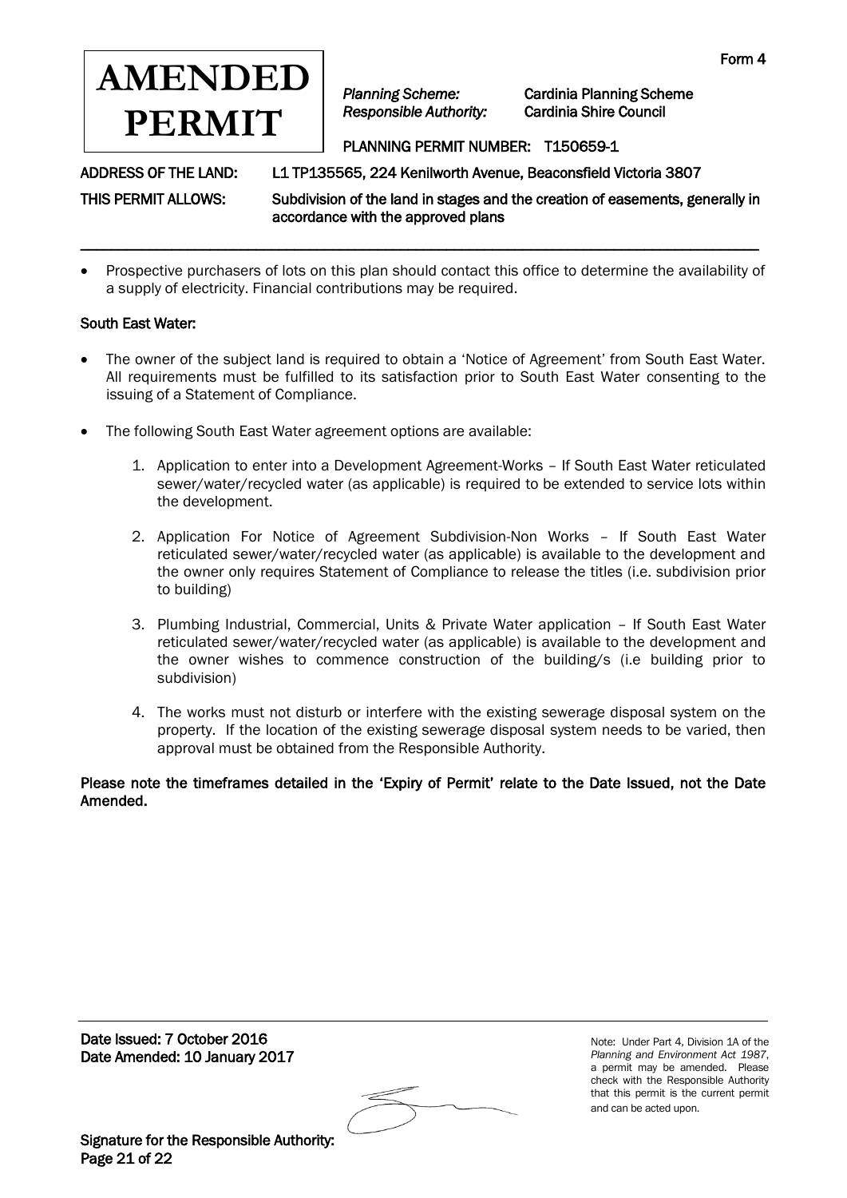Form 4

**AMENDED PERMIT**

*Planning Scheme:* Cardinia Planning Scheme
*Responsible Authority:* Cardinia Shire Council

PLANNING PERMIT NUMBER: T150659-1

ADDRESS OF THE LAND: L1 TP135565, 224 Kenilworth Avenue, Beaconsfield Victoria 3807

THIS PERMIT ALLOWS: Subdivision of the land in stages and the creation of easements, generally in accordance with the approved plans

---

- Prospective purchasers of lots on this plan should contact this office to determine the availability of a supply of electricity. Financial contributions may be required.

## South East Water:

- The owner of the subject land is required to obtain a 'Notice of Agreement' from South East Water. All requirements must be fulfilled to its satisfaction prior to South East Water consenting to the issuing of a Statement of Compliance.

- The following South East Water agreement options are available:

    1. Application to enter into a Development Agreement-Works – If South East Water reticulated sewer/water/recycled water (as applicable) is required to be extended to service lots within the development.

    2. Application For Notice of Agreement Subdivision-Non Works – If South East Water reticulated sewer/water/recycled water (as applicable) is available to the development and the owner only requires Statement of Compliance to release the titles (i.e. subdivision prior to building)

    3. Plumbing Industrial, Commercial, Units & Private Water application – If South East Water reticulated sewer/water/recycled water (as applicable) is available to the development and the owner wishes to commence construction of the building/s (i.e building prior to subdivision)

    4. The works must not disturb or interfere with the existing sewerage disposal system on the property. If the location of the existing sewerage disposal system needs to be varied, then approval must be obtained from the Responsible Authority.

**Please note the timeframes detailed in the 'Expiry of Permit' relate to the Date Issued, not the Date Amended.**

---

Date Issued: 7 October 2016
Date Amended: 10 January 2017

Signature for the Responsible Authority:

Note: Under Part 4, Division 1A of the *Planning and Environment Act 1987*, a permit may be amended. Please check with the Responsible Authority that this permit is the current permit and can be acted upon.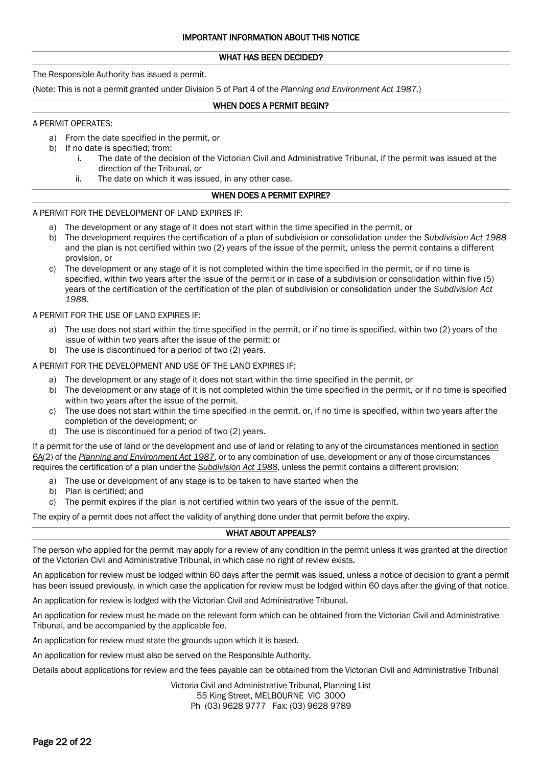# IMPORTANT INFORMATION ABOUT THIS NOTICE

## WHAT HAS BEEN DECIDED?

The Responsible Authority has issued a permit.

(Note: This is not a permit granted under Division 5 of Part 4 of the *Planning and Environment Act 1987*.)

## WHEN DOES A PERMIT BEGIN?

A PERMIT OPERATES:

a) From the date specified in the permit, or
b) If no date is specified; from:
   i. The date of the decision of the Victorian Civil and Administrative Tribunal, if the permit was issued at the direction of the Tribunal, or
   ii. The date on which it was issued, in any other case.

## WHEN DOES A PERMIT EXPIRE?

A PERMIT FOR THE DEVELOPMENT OF LAND EXPIRES IF:

a) The development or any stage of it does not start within the time specified in the permit, or
b) The development requires the certification of a plan of subdivision or consolidation under the *Subdivision Act 1988* and the plan is not certified within two (2) years of the issue of the permit, unless the permit contains a different provision, or
c) The development or any stage of it is not completed within the time specified in the permit, or if no time is specified, within two years after the issue of the permit or in case of a subdivision or consolidation within five (5) years of the certification of the certification of the plan of subdivision or consolidation under the *Subdivision Act 1988*.

A PERMIT FOR THE USE OF LAND EXPIRES IF:

a) The use does not start within the time specified in the permit, or if no time is specified, within two (2) years of the issue of within two years after the issue of the permit; or
b) The use is discontinued for a period of two (2) years.

A PERMIT FOR THE DEVELOPMENT AND USE OF THE LAND EXPIRES IF:

a) The development or any stage of it does not start within the time specified in the permit, or
b) The development or any stage of it is not completed within the time specified in the permit, or if no time is specified within two years after the issue of the permit.
c) The use does not start within the time specified in the permit, or, if no time is specified, within two years after the completion of the development; or
d) The use is discontinued for a period of two (2) years.

If a permit for the use of land or the development and use of land or relating to any of the circumstances mentioned in section 6A(2) of the *Planning and Environment Act 1987*, or to any combination of use, development or any of those circumstances requires the certification of a plan under the *Subdivision Act 1988*, unless the permit contains a different provision:

a) The use or development of any stage is to be taken to have started when the
b) Plan is certified; and
c) The permit expires if the plan is not certified within two years of the issue of the permit.

The expiry of a permit does not affect the validity of anything done under that permit before the expiry.

## WHAT ABOUT APPEALS?

The person who applied for the permit may apply for a review of any condition in the permit unless it was granted at the direction of the Victorian Civil and Administrative Tribunal, in which case no right of review exists.

An application for review must be lodged within 60 days after the permit was issued, unless a notice of decision to grant a permit has been issued previously, in which case the application for review must be lodged within 60 days after the giving of that notice.

An application for review is lodged with the Victorian Civil and Administrative Tribunal.

An application for review must be made on the relevant form which can be obtained from the Victorian Civil and Administrative Tribunal, and be accompanied by the applicable fee.

An application for review must state the grounds upon which it is based.

An application for review must also be served on the Responsible Authority.

Details about applications for review and the fees payable can be obtained from the Victorian Civil and Administrative Tribunal

Victoria Civil and Administrative Tribunal, Planning List
55 King Street, MELBOURNE VIC 3000
Ph (03) 9628 9777 Fax: (03) 9628 9789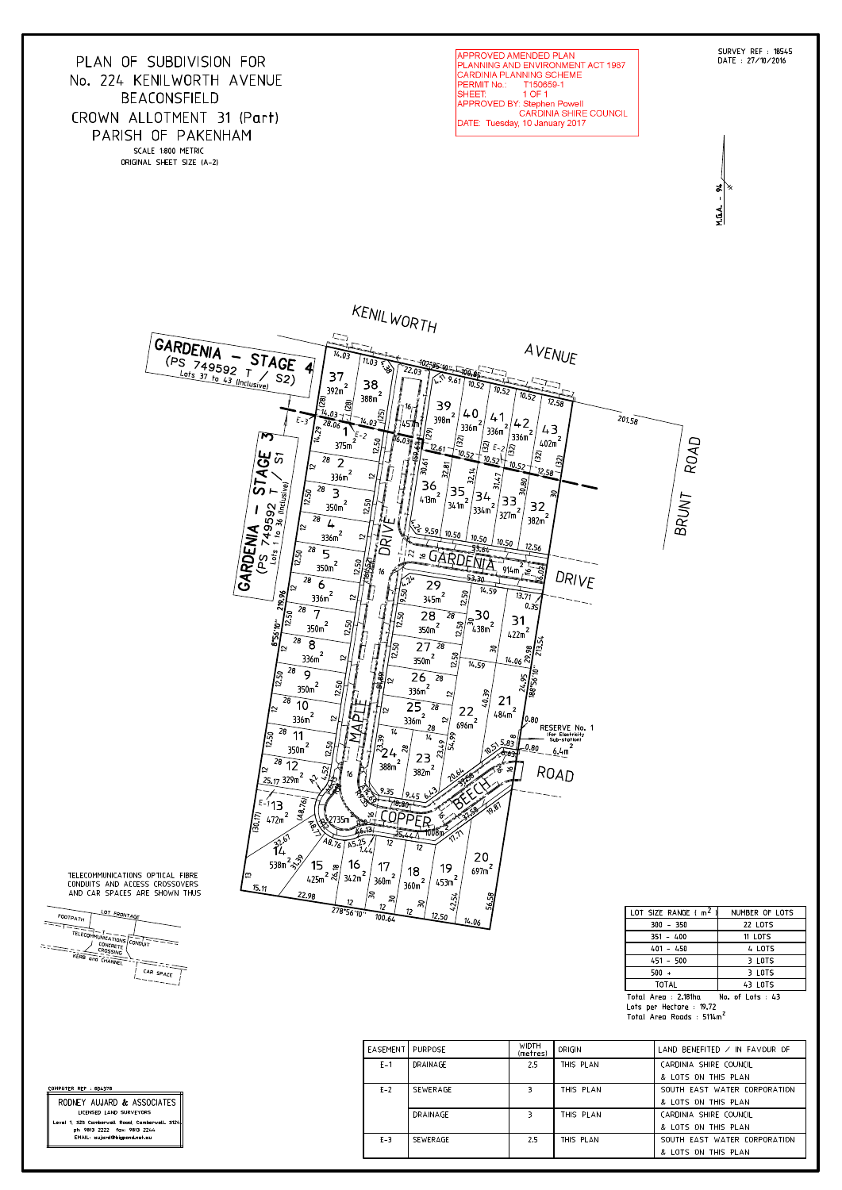# PLAN OF SUBDIVISION FOR No. 224 KENILWORTH AVENUE BEACONSFIELD CROWN ALLOTMENT 31 (Part) PARISH OF PAKENHAM

SCALE 1:800 METRIC
ORIGINAL SHEET SIZE (A-2)

APPROVED AMENDED PLAN
PLANNING AND ENVIRONMENT ACT 1987
CARDINIA PLANNING SCHEME
PERMIT No.: T150659-1
SHEET: 1 OF 1
APPROVED BY: Stephen Powell
CARDINIA SHIRE COUNCIL
DATE: Tuesday, 10 January 2017

SURVEY REF : 18545
DATE : 27/10/2016

M.G.A. - 94

KENILWORTH AVENUE

BRUNT ROAD

GARDENIA - STAGE 4 (PS 749592 T / S2) Lots 37 to 43 (Inclusive)

GARDENIA - STAGE 3 (PS 749592 T / S1) Lots 1 to 36 (Inclusive)

GARDENIA DRIVE

MAPLE DRIVE

COPPER BEECH ROAD

RESERVE No. 1 (for Electricity Sub-station) 6.4m²

TELECOMMUNICATIONS OPTICAL FIBRE CONDUITS AND ACCESS CROSSOVERS AND CAR SPACES ARE SHOWN THUS

FOOTPATH, LOT FRONTAGE, TELECOMMUNICATIONS CONDUIT, CONCRETE CROSSING, KERB and CHANNEL, CAR SPACE

| LOT SIZE RANGE ( m² ) | NUMBER OF LOTS |
|---|---|
| 300 - 350 | 22 LOTS |
| 351 - 400 | 11 LOTS |
| 401 - 450 | 4 LOTS |
| 451 - 500 | 3 LOTS |
| 500 + | 3 LOTS |
| TOTAL | 43 LOTS |

Total Area : 2.181ha No. of Lots : 43
Lots per Hectare : 19.72
Total Area Roads : 5114m²

| EASEMENT | PURPOSE | WIDTH (metres) | ORIGIN | LAND BENEFITED / IN FAVOUR OF |
|---|---|---|---|---|
| E-1 | DRAINAGE | 2.5 | THIS PLAN | CARDINIA SHIRE COUNCIL & LOTS ON THIS PLAN |
| E-2 | SEWERAGE | 3 | THIS PLAN | SOUTH EAST WATER CORPORATION & LOTS ON THIS PLAN |
| | DRAINAGE | 3 | THIS PLAN | CARDINIA SHIRE COUNCIL & LOTS ON THIS PLAN |
| E-3 | SEWERAGE | 2.5 | THIS PLAN | SOUTH EAST WATER CORPORATION & LOTS ON THIS PLAN |

COMPUTER REF : 654578

RODNEY AUJARD & ASSOCIATES
LICENSED LAND SURVEYORS
Level 1, 525 Camberwell Road, Camberwell, 3124.
ph: 9813 2222 fax: 9813 2244
EMAIL: aujard@bigpond.net.au